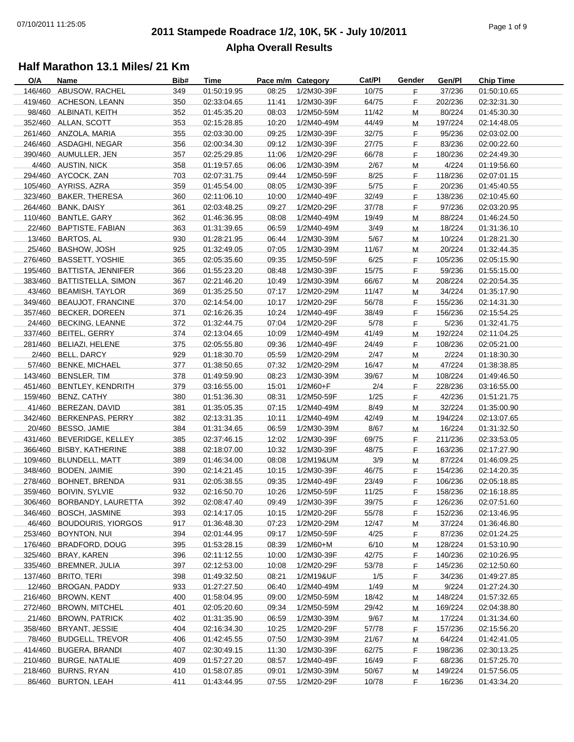# 2011 Stampede Roadrace 1/2, 10K, 5K - July 10/2011

## Alpha Overall Results

### Half Marathon 13.1 Miles/ 21 Km

| O/A | Name | Bib# | Time | Pace m/m | Category | Cat/Pl | Gender | Gen/Pl | Chip Time |
|---|---|---|---|---|---|---|---|---|---|
| 146/460 | ABUSOW, RACHEL | 349 | 01:50:19.95 | 08:25 | 1/2M30-39F | 10/75 | F | 37/236 | 01:50:10.65 |
| 419/460 | ACHESON, LEANN | 350 | 02:33:04.65 | 11:41 | 1/2M30-39F | 64/75 | F | 202/236 | 02:32:31.30 |
| 98/460 | ALBINATI, KEITH | 352 | 01:45:35.20 | 08:03 | 1/2M50-59M | 11/42 | M | 80/224 | 01:45:30.30 |
| 352/460 | ALLAN, SCOTT | 353 | 02:15:28.85 | 10:20 | 1/2M40-49M | 44/49 | M | 197/224 | 02:14:48.05 |
| 261/460 | ANZOLA, MARIA | 355 | 02:03:30.00 | 09:25 | 1/2M30-39F | 32/75 | F | 95/236 | 02:03:02.00 |
| 246/460 | ASDAGHI, NEGAR | 356 | 02:00:34.30 | 09:12 | 1/2M30-39F | 27/75 | F | 83/236 | 02:00:22.60 |
| 390/460 | AUMULLER, JEN | 357 | 02:25:29.85 | 11:06 | 1/2M20-29F | 66/78 | F | 180/236 | 02:24:49.30 |
| 4/460 | AUSTIN, NICK | 358 | 01:19:57.65 | 06:06 | 1/2M30-39M | 2/67 | M | 4/224 | 01:19:56.60 |
| 294/460 | AYCOCK, ZAN | 703 | 02:07:31.75 | 09:44 | 1/2M50-59F | 8/25 | F | 118/236 | 02:07:01.15 |
| 105/460 | AYRISS, AZRA | 359 | 01:45:54.00 | 08:05 | 1/2M30-39F | 5/75 | F | 20/236 | 01:45:40.55 |
| 323/460 | BAKER, THERESA | 360 | 02:11:06.10 | 10:00 | 1/2M40-49F | 32/49 | F | 138/236 | 02:10:45.60 |
| 264/460 | BANK, DAISY | 361 | 02:03:48.25 | 09:27 | 1/2M20-29F | 37/78 | F | 97/236 | 02:03:20.95 |
| 110/460 | BANTLE, GARY | 362 | 01:46:36.95 | 08:08 | 1/2M40-49M | 19/49 | M | 88/224 | 01:46:24.50 |
| 22/460 | BAPTISTE, FABIAN | 363 | 01:31:39.65 | 06:59 | 1/2M40-49M | 3/49 | M | 18/224 | 01:31:36.10 |
| 13/460 | BARTOS, AL | 930 | 01:28:21.95 | 06:44 | 1/2M30-39M | 5/67 | M | 10/224 | 01:28:21.30 |
| 25/460 | BASHOW, JOSH | 925 | 01:32:49.05 | 07:05 | 1/2M30-39M | 11/67 | M | 20/224 | 01:32:44.35 |
| 276/460 | BASSETT, YOSHIE | 365 | 02:05:35.60 | 09:35 | 1/2M50-59F | 6/25 | F | 105/236 | 02:05:15.90 |
| 195/460 | BATTISTA, JENNIFER | 366 | 01:55:23.20 | 08:48 | 1/2M30-39F | 15/75 | F | 59/236 | 01:55:15.00 |
| 383/460 | BATTISTELLA, SIMON | 367 | 02:21:46.20 | 10:49 | 1/2M30-39M | 66/67 | M | 208/224 | 02:20:54.35 |
| 43/460 | BEAMISH, TAYLOR | 369 | 01:35:25.50 | 07:17 | 1/2M20-29M | 11/47 | M | 34/224 | 01:35:17.90 |
| 349/460 | BEAUJOT, FRANCINE | 370 | 02:14:54.00 | 10:17 | 1/2M20-29F | 56/78 | F | 155/236 | 02:14:31.30 |
| 357/460 | BECKER, DOREEN | 371 | 02:16:26.35 | 10:24 | 1/2M40-49F | 38/49 | F | 156/236 | 02:15:54.25 |
| 24/460 | BECKING, LEANNE | 372 | 01:32:44.75 | 07:04 | 1/2M20-29F | 5/78 | F | 5/236 | 01:32:41.75 |
| 337/460 | BEITEL, GERRY | 374 | 02:13:04.65 | 10:09 | 1/2M40-49M | 41/49 | M | 192/224 | 02:11:04.25 |
| 281/460 | BELIAZI, HELENE | 375 | 02:05:55.80 | 09:36 | 1/2M40-49F | 24/49 | F | 108/236 | 02:05:21.00 |
| 2/460 | BELL, DARCY | 929 | 01:18:30.70 | 05:59 | 1/2M20-29M | 2/47 | M | 2/224 | 01:18:30.30 |
| 57/460 | BENKE, MICHAEL | 377 | 01:38:50.65 | 07:32 | 1/2M20-29M | 16/47 | M | 47/224 | 01:38:38.85 |
| 143/460 | BENSLER, TIM | 378 | 01:49:59.90 | 08:23 | 1/2M30-39M | 39/67 | M | 108/224 | 01:49:46.50 |
| 451/460 | BENTLEY, KENDRITH | 379 | 03:16:55.00 | 15:01 | 1/2M60+F | 2/4 | F | 228/236 | 03:16:55.00 |
| 159/460 | BENZ, CATHY | 380 | 01:51:36.30 | 08:31 | 1/2M50-59F | 1/25 | F | 42/236 | 01:51:21.75 |
| 41/460 | BEREZAN, DAVID | 381 | 01:35:05.35 | 07:15 | 1/2M40-49M | 8/49 | M | 32/224 | 01:35:00.90 |
| 342/460 | BERKENPAS, PERRY | 382 | 02:13:31.35 | 10:11 | 1/2M40-49M | 42/49 | M | 194/224 | 02:13:07.65 |
| 20/460 | BESSO, JAMIE | 384 | 01:31:34.65 | 06:59 | 1/2M30-39M | 8/67 | M | 16/224 | 01:31:32.50 |
| 431/460 | BEVERIDGE, KELLEY | 385 | 02:37:46.15 | 12:02 | 1/2M30-39F | 69/75 | F | 211/236 | 02:33:53.05 |
| 366/460 | BISBY, KATHERINE | 388 | 02:18:07.00 | 10:32 | 1/2M30-39F | 48/75 | F | 163/236 | 02:17:27.90 |
| 109/460 | BLUNDELL, MATT | 389 | 01:46:34.00 | 08:08 | 1/2M19&UM | 3/9 | M | 87/224 | 01:46:09.25 |
| 348/460 | BODEN, JAIMIE | 390 | 02:14:21.45 | 10:15 | 1/2M30-39F | 46/75 | F | 154/236 | 02:14:20.35 |
| 278/460 | BOHNET, BRENDA | 931 | 02:05:38.55 | 09:35 | 1/2M40-49F | 23/49 | F | 106/236 | 02:05:18.85 |
| 359/460 | BOIVIN, SYLVIE | 932 | 02:16:50.70 | 10:26 | 1/2M50-59F | 11/25 | F | 158/236 | 02:16:18.85 |
| 306/460 | BORBANDY, LAURETTA | 392 | 02:08:47.40 | 09:49 | 1/2M30-39F | 39/75 | F | 126/236 | 02:07:51.60 |
| 346/460 | BOSCH, JASMINE | 393 | 02:14:17.05 | 10:15 | 1/2M20-29F | 55/78 | F | 152/236 | 02:13:46.95 |
| 46/460 | BOUDOURIS, YIORGOS | 917 | 01:36:48.30 | 07:23 | 1/2M20-29M | 12/47 | M | 37/224 | 01:36:46.80 |
| 253/460 | BOYNTON, NUI | 394 | 02:01:44.95 | 09:17 | 1/2M50-59F | 4/25 | F | 87/236 | 02:01:24.25 |
| 176/460 | BRADFORD, DOUG | 395 | 01:53:28.15 | 08:39 | 1/2M60+M | 6/10 | M | 128/224 | 01:53:10.90 |
| 325/460 | BRAY, KAREN | 396 | 02:11:12.55 | 10:00 | 1/2M30-39F | 42/75 | F | 140/236 | 02:10:26.95 |
| 335/460 | BREMNER, JULIA | 397 | 02:12:53.00 | 10:08 | 1/2M20-29F | 53/78 | F | 145/236 | 02:12:50.60 |
| 137/460 | BRITO, TERI | 398 | 01:49:32.50 | 08:21 | 1/2M19&UF | 1/5 | F | 34/236 | 01:49:27.85 |
| 12/460 | BROGAN, PADDY | 933 | 01:27:27.50 | 06:40 | 1/2M40-49M | 1/49 | M | 9/224 | 01:27:24.30 |
| 216/460 | BROWN, KENT | 400 | 01:58:04.95 | 09:00 | 1/2M50-59M | 18/42 | M | 148/224 | 01:57:32.65 |
| 272/460 | BROWN, MITCHEL | 401 | 02:05:20.60 | 09:34 | 1/2M50-59M | 29/42 | M | 169/224 | 02:04:38.80 |
| 21/460 | BROWN, PATRICK | 402 | 01:31:35.90 | 06:59 | 1/2M30-39M | 9/67 | M | 17/224 | 01:31:34.60 |
| 358/460 | BRYANT, JESSIE | 404 | 02:16:34.30 | 10:25 | 1/2M20-29F | 57/78 | F | 157/236 | 02:15:56.20 |
| 78/460 | BUDGELL, TREVOR | 406 | 01:42:45.55 | 07:50 | 1/2M30-39M | 21/67 | M | 64/224 | 01:42:41.05 |
| 414/460 | BUGERA, BRANDI | 407 | 02:30:49.15 | 11:30 | 1/2M30-39F | 62/75 | F | 198/236 | 02:30:13.25 |
| 210/460 | BURGE, NATALIE | 409 | 01:57:27.20 | 08:57 | 1/2M40-49F | 16/49 | F | 68/236 | 01:57:25.70 |
| 218/460 | BURNS, RYAN | 410 | 01:58:07.85 | 09:01 | 1/2M30-39M | 50/67 | M | 149/224 | 01:57:56.05 |
| 86/460 | BURTON, LEAH | 411 | 01:43:44.95 | 07:55 | 1/2M20-29F | 10/78 | F | 16/236 | 01:43:34.20 |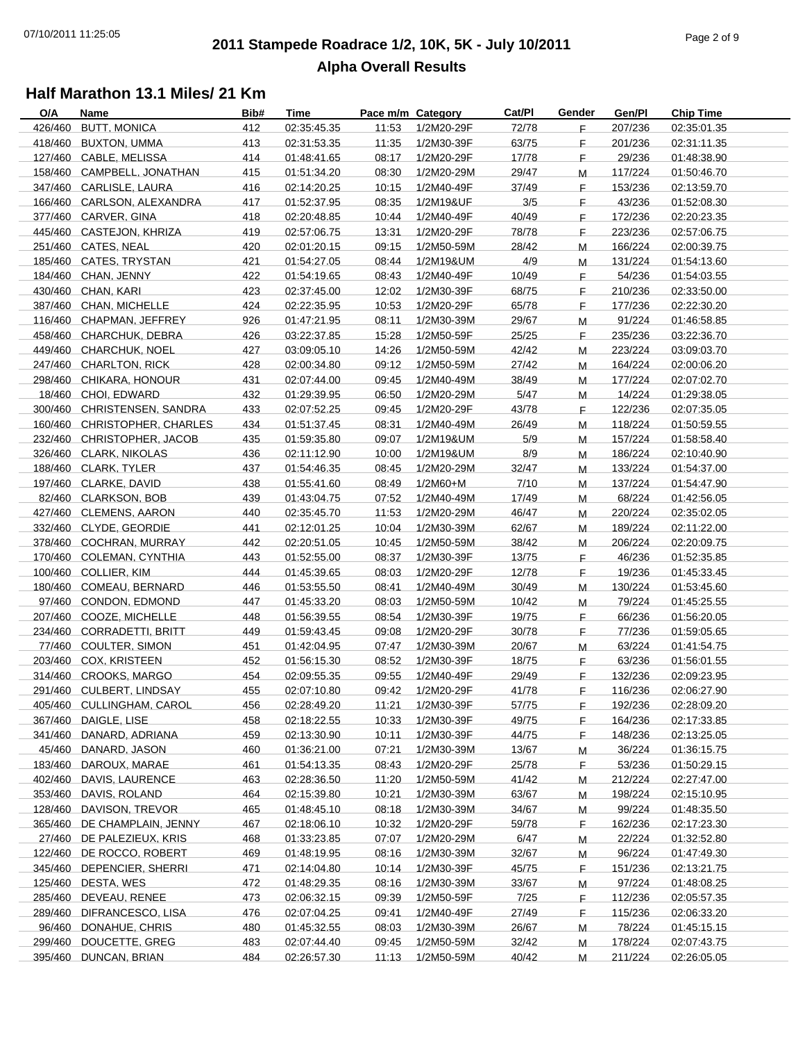# 2011 Stampede Roadrace 1/2, 10K, 5K - July 10/2011

## Alpha Overall Results

### Half Marathon 13.1 Miles/ 21 Km

| O/A | Name | Bib# | Time | Pace m/m | Category | Cat/Pl | Gender | Gen/Pl | Chip Time |
|---|---|---|---|---|---|---|---|---|---|
| 426/460 | BUTT, MONICA | 412 | 02:35:45.35 | 11:53 | 1/2M20-29F | 72/78 | F | 207/236 | 02:35:01.35 |
| 418/460 | BUXTON, UMMA | 413 | 02:31:53.35 | 11:35 | 1/2M30-39F | 63/75 | F | 201/236 | 02:31:11.35 |
| 127/460 | CABLE, MELISSA | 414 | 01:48:41.65 | 08:17 | 1/2M20-29F | 17/78 | F | 29/236 | 01:48:38.90 |
| 158/460 | CAMPBELL, JONATHAN | 415 | 01:51:34.20 | 08:30 | 1/2M20-29M | 29/47 | M | 117/224 | 01:50:46.70 |
| 347/460 | CARLISLE, LAURA | 416 | 02:14:20.25 | 10:15 | 1/2M40-49F | 37/49 | F | 153/236 | 02:13:59.70 |
| 166/460 | CARLSON, ALEXANDRA | 417 | 01:52:37.95 | 08:35 | 1/2M19&UF | 3/5 | F | 43/236 | 01:52:08.30 |
| 377/460 | CARVER, GINA | 418 | 02:20:48.85 | 10:44 | 1/2M40-49F | 40/49 | F | 172/236 | 02:20:23.35 |
| 445/460 | CASTEJON, KHRIZA | 419 | 02:57:06.75 | 13:31 | 1/2M20-29F | 78/78 | F | 223/236 | 02:57:06.75 |
| 251/460 | CATES, NEAL | 420 | 02:01:20.15 | 09:15 | 1/2M50-59M | 28/42 | M | 166/224 | 02:00:39.75 |
| 185/460 | CATES, TRYSTAN | 421 | 01:54:27.05 | 08:44 | 1/2M19&UM | 4/9 | M | 131/224 | 01:54:13.60 |
| 184/460 | CHAN, JENNY | 422 | 01:54:19.65 | 08:43 | 1/2M40-49F | 10/49 | F | 54/236 | 01:54:03.55 |
| 430/460 | CHAN, KARI | 423 | 02:37:45.00 | 12:02 | 1/2M30-39F | 68/75 | F | 210/236 | 02:33:50.00 |
| 387/460 | CHAN, MICHELLE | 424 | 02:22:35.95 | 10:53 | 1/2M20-29F | 65/78 | F | 177/236 | 02:22:30.20 |
| 116/460 | CHAPMAN, JEFFREY | 926 | 01:47:21.95 | 08:11 | 1/2M30-39M | 29/67 | M | 91/224 | 01:46:58.85 |
| 458/460 | CHARCHUK, DEBRA | 426 | 03:22:37.85 | 15:28 | 1/2M50-59F | 25/25 | F | 235/236 | 03:22:36.70 |
| 449/460 | CHARCHUK, NOEL | 427 | 03:09:05.10 | 14:26 | 1/2M50-59M | 42/42 | M | 223/224 | 03:09:03.70 |
| 247/460 | CHARLTON, RICK | 428 | 02:00:34.80 | 09:12 | 1/2M50-59M | 27/42 | M | 164/224 | 02:00:06.20 |
| 298/460 | CHIKARA, HONOUR | 431 | 02:07:44.00 | 09:45 | 1/2M40-49M | 38/49 | M | 177/224 | 02:07:02.70 |
| 18/460 | CHOI, EDWARD | 432 | 01:29:39.95 | 06:50 | 1/2M20-29M | 5/47 | M | 14/224 | 01:29:38.05 |
| 300/460 | CHRISTENSEN, SANDRA | 433 | 02:07:52.25 | 09:45 | 1/2M20-29F | 43/78 | F | 122/236 | 02:07:35.05 |
| 160/460 | CHRISTOPHER, CHARLES | 434 | 01:51:37.45 | 08:31 | 1/2M40-49M | 26/49 | M | 118/224 | 01:50:59.55 |
| 232/460 | CHRISTOPHER, JACOB | 435 | 01:59:35.80 | 09:07 | 1/2M19&UM | 5/9 | M | 157/224 | 01:58:58.40 |
| 326/460 | CLARK, NIKOLAS | 436 | 02:11:12.90 | 10:00 | 1/2M19&UM | 8/9 | M | 186/224 | 02:10:40.90 |
| 188/460 | CLARK, TYLER | 437 | 01:54:46.35 | 08:45 | 1/2M20-29M | 32/47 | M | 133/224 | 01:54:37.00 |
| 197/460 | CLARKE, DAVID | 438 | 01:55:41.60 | 08:49 | 1/2M60+M | 7/10 | M | 137/224 | 01:54:47.90 |
| 82/460 | CLARKSON, BOB | 439 | 01:43:04.75 | 07:52 | 1/2M40-49M | 17/49 | M | 68/224 | 01:42:56.05 |
| 427/460 | CLEMENS, AARON | 440 | 02:35:45.70 | 11:53 | 1/2M20-29M | 46/47 | M | 220/224 | 02:35:02.05 |
| 332/460 | CLYDE, GEORDIE | 441 | 02:12:01.25 | 10:04 | 1/2M30-39M | 62/67 | M | 189/224 | 02:11:22.00 |
| 378/460 | COCHRAN, MURRAY | 442 | 02:20:51.05 | 10:45 | 1/2M50-59M | 38/42 | M | 206/224 | 02:20:09.75 |
| 170/460 | COLEMAN, CYNTHIA | 443 | 01:52:55.00 | 08:37 | 1/2M30-39F | 13/75 | F | 46/236 | 01:52:35.85 |
| 100/460 | COLLIER, KIM | 444 | 01:45:39.65 | 08:03 | 1/2M20-29F | 12/78 | F | 19/236 | 01:45:33.45 |
| 180/460 | COMEAU, BERNARD | 446 | 01:53:55.50 | 08:41 | 1/2M40-49M | 30/49 | M | 130/224 | 01:53:45.60 |
| 97/460 | CONDON, EDMOND | 447 | 01:45:33.20 | 08:03 | 1/2M50-59M | 10/42 | M | 79/224 | 01:45:25.55 |
| 207/460 | COOZE, MICHELLE | 448 | 01:56:39.55 | 08:54 | 1/2M30-39F | 19/75 | F | 66/236 | 01:56:20.05 |
| 234/460 | CORRADETTI, BRITT | 449 | 01:59:43.45 | 09:08 | 1/2M20-29F | 30/78 | F | 77/236 | 01:59:05.65 |
| 77/460 | COULTER, SIMON | 451 | 01:42:04.95 | 07:47 | 1/2M30-39M | 20/67 | M | 63/224 | 01:41:54.75 |
| 203/460 | COX, KRISTEEN | 452 | 01:56:15.30 | 08:52 | 1/2M30-39F | 18/75 | F | 63/236 | 01:56:01.55 |
| 314/460 | CROOKS, MARGO | 454 | 02:09:55.35 | 09:55 | 1/2M40-49F | 29/49 | F | 132/236 | 02:09:23.95 |
| 291/460 | CULBERT, LINDSAY | 455 | 02:07:10.80 | 09:42 | 1/2M20-29F | 41/78 | F | 116/236 | 02:06:27.90 |
| 405/460 | CULLINGHAM, CAROL | 456 | 02:28:49.20 | 11:21 | 1/2M30-39F | 57/75 | F | 192/236 | 02:28:09.20 |
| 367/460 | DAIGLE, LISE | 458 | 02:18:22.55 | 10:33 | 1/2M30-39F | 49/75 | F | 164/236 | 02:17:33.85 |
| 341/460 | DANARD, ADRIANA | 459 | 02:13:30.90 | 10:11 | 1/2M30-39F | 44/75 | F | 148/236 | 02:13:25.05 |
| 45/460 | DANARD, JASON | 460 | 01:36:21.00 | 07:21 | 1/2M30-39M | 13/67 | M | 36/224 | 01:36:15.75 |
| 183/460 | DAROUX, MARAE | 461 | 01:54:13.35 | 08:43 | 1/2M20-29F | 25/78 | F | 53/236 | 01:50:29.15 |
| 402/460 | DAVIS, LAURENCE | 463 | 02:28:36.50 | 11:20 | 1/2M50-59M | 41/42 | M | 212/224 | 02:27:47.00 |
| 353/460 | DAVIS, ROLAND | 464 | 02:15:39.80 | 10:21 | 1/2M30-39M | 63/67 | M | 198/224 | 02:15:10.95 |
| 128/460 | DAVISON, TREVOR | 465 | 01:48:45.10 | 08:18 | 1/2M30-39M | 34/67 | M | 99/224 | 01:48:35.50 |
| 365/460 | DE CHAMPLAIN, JENNY | 467 | 02:18:06.10 | 10:32 | 1/2M20-29F | 59/78 | F | 162/236 | 02:17:23.30 |
| 27/460 | DE PALEZIEUX, KRIS | 468 | 01:33:23.85 | 07:07 | 1/2M20-29M | 6/47 | M | 22/224 | 01:32:52.80 |
| 122/460 | DE ROCCO, ROBERT | 469 | 01:48:19.95 | 08:16 | 1/2M30-39M | 32/67 | M | 96/224 | 01:47:49.30 |
| 345/460 | DEPENCIER, SHERRI | 471 | 02:14:04.80 | 10:14 | 1/2M30-39F | 45/75 | F | 151/236 | 02:13:21.75 |
| 125/460 | DESTA, WES | 472 | 01:48:29.35 | 08:16 | 1/2M30-39M | 33/67 | M | 97/224 | 01:48:08.25 |
| 285/460 | DEVEAU, RENEE | 473 | 02:06:32.15 | 09:39 | 1/2M50-59F | 7/25 | F | 112/236 | 02:05:57.35 |
| 289/460 | DIFRANCESCO, LISA | 476 | 02:07:04.25 | 09:41 | 1/2M40-49F | 27/49 | F | 115/236 | 02:06:33.20 |
| 96/460 | DONAHUE, CHRIS | 480 | 01:45:32.55 | 08:03 | 1/2M30-39M | 26/67 | M | 78/224 | 01:45:15.15 |
| 299/460 | DOUCETTE, GREG | 483 | 02:07:44.40 | 09:45 | 1/2M50-59M | 32/42 | M | 178/224 | 02:07:43.75 |
| 395/460 | DUNCAN, BRIAN | 484 | 02:26:57.30 | 11:13 | 1/2M50-59M | 40/42 | M | 211/224 | 02:26:05.05 |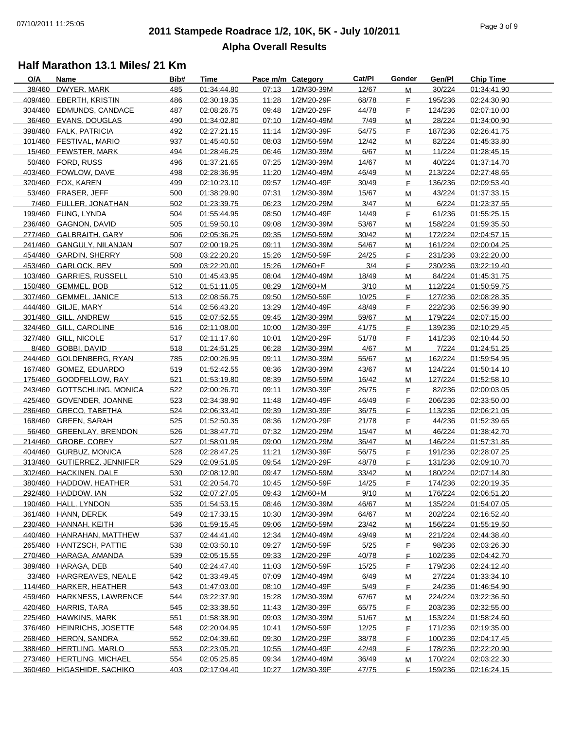# 2011 Stampede Roadrace 1/2, 10K, 5K - July 10/2011

## Alpha Overall Results

### Half Marathon 13.1 Miles/ 21 Km

| O/A | Name | Bib# | Time | Pace m/m | Category | Cat/Pl | Gender | Gen/Pl | Chip Time |
|---|---|---|---|---|---|---|---|---|---|
| 38/460 | DWYER, MARK | 485 | 01:34:44.80 | 07:13 | 1/2M30-39M | 12/67 | M | 30/224 | 01:34:41.90 |
| 409/460 | EBERTH, KRISTIN | 486 | 02:30:19.35 | 11:28 | 1/2M20-29F | 68/78 | F | 195/236 | 02:24:30.90 |
| 304/460 | EDMUNDS, CANDACE | 487 | 02:08:26.75 | 09:48 | 1/2M20-29F | 44/78 | F | 124/236 | 02:07:10.00 |
| 36/460 | EVANS, DOUGLAS | 490 | 01:34:02.80 | 07:10 | 1/2M40-49M | 7/49 | M | 28/224 | 01:34:00.90 |
| 398/460 | FALK, PATRICIA | 492 | 02:27:21.15 | 11:14 | 1/2M30-39F | 54/75 | F | 187/236 | 02:26:41.75 |
| 101/460 | FESTIVAL, MARIO | 937 | 01:45:40.50 | 08:03 | 1/2M50-59M | 12/42 | M | 82/224 | 01:45:33.80 |
| 15/460 | FEWSTER, MARK | 494 | 01:28:46.25 | 06:46 | 1/2M30-39M | 6/67 | M | 11/224 | 01:28:45.15 |
| 50/460 | FORD, RUSS | 496 | 01:37:21.65 | 07:25 | 1/2M30-39M | 14/67 | M | 40/224 | 01:37:14.70 |
| 403/460 | FOWLOW, DAVE | 498 | 02:28:36.95 | 11:20 | 1/2M40-49M | 46/49 | M | 213/224 | 02:27:48.65 |
| 320/460 | FOX, KAREN | 499 | 02:10:23.10 | 09:57 | 1/2M40-49F | 30/49 | F | 136/236 | 02:09:53.40 |
| 53/460 | FRASER, JEFF | 500 | 01:38:29.90 | 07:31 | 1/2M30-39M | 15/67 | M | 43/224 | 01:37:33.15 |
| 7/460 | FULLER, JONATHAN | 502 | 01:23:39.75 | 06:23 | 1/2M20-29M | 3/47 | M | 6/224 | 01:23:37.55 |
| 199/460 | FUNG, LYNDA | 504 | 01:55:44.95 | 08:50 | 1/2M40-49F | 14/49 | F | 61/236 | 01:55:25.15 |
| 236/460 | GAGNON, DAVID | 505 | 01:59:50.10 | 09:08 | 1/2M30-39M | 53/67 | M | 158/224 | 01:59:35.50 |
| 277/460 | GALBRAITH, GARY | 506 | 02:05:36.25 | 09:35 | 1/2M50-59M | 30/42 | M | 172/224 | 02:04:57.15 |
| 241/460 | GANGULY, NILANJAN | 507 | 02:00:19.25 | 09:11 | 1/2M30-39M | 54/67 | M | 161/224 | 02:00:04.25 |
| 454/460 | GARDIN, SHERRY | 508 | 03:22:20.20 | 15:26 | 1/2M50-59F | 24/25 | F | 231/236 | 03:22:20.00 |
| 453/460 | GARLOCK, BEV | 509 | 03:22:20.00 | 15:26 | 1/2M60+F | 3/4 | F | 230/236 | 03:22:19.40 |
| 103/460 | GARRIES, RUSSELL | 510 | 01:45:43.95 | 08:04 | 1/2M40-49M | 18/49 | M | 84/224 | 01:45:31.75 |
| 150/460 | GEMMEL, BOB | 512 | 01:51:11.05 | 08:29 | 1/2M60+M | 3/10 | M | 112/224 | 01:50:59.75 |
| 307/460 | GEMMEL, JANICE | 513 | 02:08:56.75 | 09:50 | 1/2M50-59F | 10/25 | F | 127/236 | 02:08:28.35 |
| 444/460 | GILJE, MARY | 514 | 02:56:43.20 | 13:29 | 1/2M40-49F | 48/49 | F | 222/236 | 02:56:39.90 |
| 301/460 | GILL, ANDREW | 515 | 02:07:52.55 | 09:45 | 1/2M30-39M | 59/67 | M | 179/224 | 02:07:15.00 |
| 324/460 | GILL, CAROLINE | 516 | 02:11:08.00 | 10:00 | 1/2M30-39F | 41/75 | F | 139/236 | 02:10:29.45 |
| 327/460 | GILL, NICOLE | 517 | 02:11:17.60 | 10:01 | 1/2M20-29F | 51/78 | F | 141/236 | 02:10:44.50 |
| 8/460 | GOBBI, DAVID | 518 | 01:24:51.25 | 06:28 | 1/2M30-39M | 4/67 | M | 7/224 | 01:24:51.25 |
| 244/460 | GOLDENBERG, RYAN | 785 | 02:00:26.95 | 09:11 | 1/2M30-39M | 55/67 | M | 162/224 | 01:59:54.95 |
| 167/460 | GOMEZ, EDUARDO | 519 | 01:52:42.55 | 08:36 | 1/2M30-39M | 43/67 | M | 124/224 | 01:50:14.10 |
| 175/460 | GOODFELLOW, RAY | 521 | 01:53:19.80 | 08:39 | 1/2M50-59M | 16/42 | M | 127/224 | 01:52:58.10 |
| 243/460 | GOTTSCHLING, MONICA | 522 | 02:00:26.70 | 09:11 | 1/2M30-39F | 26/75 | F | 82/236 | 02:00:03.05 |
| 425/460 | GOVENDER, JOANNE | 523 | 02:34:38.90 | 11:48 | 1/2M40-49F | 46/49 | F | 206/236 | 02:33:50.00 |
| 286/460 | GRECO, TABETHA | 524 | 02:06:33.40 | 09:39 | 1/2M30-39F | 36/75 | F | 113/236 | 02:06:21.05 |
| 168/460 | GREEN, SARAH | 525 | 01:52:50.35 | 08:36 | 1/2M20-29F | 21/78 | F | 44/236 | 01:52:39.65 |
| 56/460 | GREENLAY, BRENDON | 526 | 01:38:47.70 | 07:32 | 1/2M20-29M | 15/47 | M | 46/224 | 01:38:42.70 |
| 214/460 | GROBE, COREY | 527 | 01:58:01.95 | 09:00 | 1/2M20-29M | 36/47 | M | 146/224 | 01:57:31.85 |
| 404/460 | GURBUZ, MONICA | 528 | 02:28:47.25 | 11:21 | 1/2M30-39F | 56/75 | F | 191/236 | 02:28:07.25 |
| 313/460 | GUTIERREZ, JENNIFER | 529 | 02:09:51.85 | 09:54 | 1/2M20-29F | 48/78 | F | 131/236 | 02:09:10.70 |
| 302/460 | HACKINEN, DALE | 530 | 02:08:12.90 | 09:47 | 1/2M50-59M | 33/42 | M | 180/224 | 02:07:14.80 |
| 380/460 | HADDOW, HEATHER | 531 | 02:20:54.70 | 10:45 | 1/2M50-59F | 14/25 | F | 174/236 | 02:20:19.35 |
| 292/460 | HADDOW, IAN | 532 | 02:07:27.05 | 09:43 | 1/2M60+M | 9/10 | M | 176/224 | 02:06:51.20 |
| 190/460 | HALL, LYNDON | 535 | 01:54:53.15 | 08:46 | 1/2M30-39M | 46/67 | M | 135/224 | 01:54:07.05 |
| 361/460 | HANN, DEREK | 549 | 02:17:33.15 | 10:30 | 1/2M30-39M | 64/67 | M | 202/224 | 02:16:52.40 |
| 230/460 | HANNAH, KEITH | 536 | 01:59:15.45 | 09:06 | 1/2M50-59M | 23/42 | M | 156/224 | 01:55:19.50 |
| 440/460 | HANRAHAN, MATTHEW | 537 | 02:44:41.40 | 12:34 | 1/2M40-49M | 49/49 | M | 221/224 | 02:44:38.40 |
| 265/460 | HANTZSCH, PATTIE | 538 | 02:03:50.10 | 09:27 | 1/2M50-59F | 5/25 | F | 98/236 | 02:03:26.30 |
| 270/460 | HARAGA, AMANDA | 539 | 02:05:15.55 | 09:33 | 1/2M20-29F | 40/78 | F | 102/236 | 02:04:42.70 |
| 389/460 | HARAGA, DEB | 540 | 02:24:47.40 | 11:03 | 1/2M50-59F | 15/25 | F | 179/236 | 02:24:12.40 |
| 33/460 | HARGREAVES, NEALE | 542 | 01:33:49.45 | 07:09 | 1/2M40-49M | 6/49 | M | 27/224 | 01:33:34.10 |
| 114/460 | HARKER, HEATHER | 543 | 01:47:03.00 | 08:10 | 1/2M40-49F | 5/49 | F | 24/236 | 01:46:54.90 |
| 459/460 | HARKNESS, LAWRENCE | 544 | 03:22:37.90 | 15:28 | 1/2M30-39M | 67/67 | M | 224/224 | 03:22:36.50 |
| 420/460 | HARRIS, TARA | 545 | 02:33:38.50 | 11:43 | 1/2M30-39F | 65/75 | F | 203/236 | 02:32:55.00 |
| 225/460 | HAWKINS, MARK | 551 | 01:58:38.90 | 09:03 | 1/2M30-39M | 51/67 | M | 153/224 | 01:58:24.60 |
| 376/460 | HEINRICHS, JOSETTE | 548 | 02:20:04.95 | 10:41 | 1/2M50-59F | 12/25 | F | 171/236 | 02:19:35.00 |
| 268/460 | HERON, SANDRA | 552 | 02:04:39.60 | 09:30 | 1/2M20-29F | 38/78 | F | 100/236 | 02:04:17.45 |
| 388/460 | HERTLING, MARLO | 553 | 02:23:05.20 | 10:55 | 1/2M40-49F | 42/49 | F | 178/236 | 02:22:20.90 |
| 273/460 | HERTLING, MICHAEL | 554 | 02:05:25.85 | 09:34 | 1/2M40-49M | 36/49 | M | 170/224 | 02:03:22.30 |
| 360/460 | HIGASHIDE, SACHIKO | 403 | 02:17:04.40 | 10:27 | 1/2M30-39F | 47/75 | F | 159/236 | 02:16:24.15 |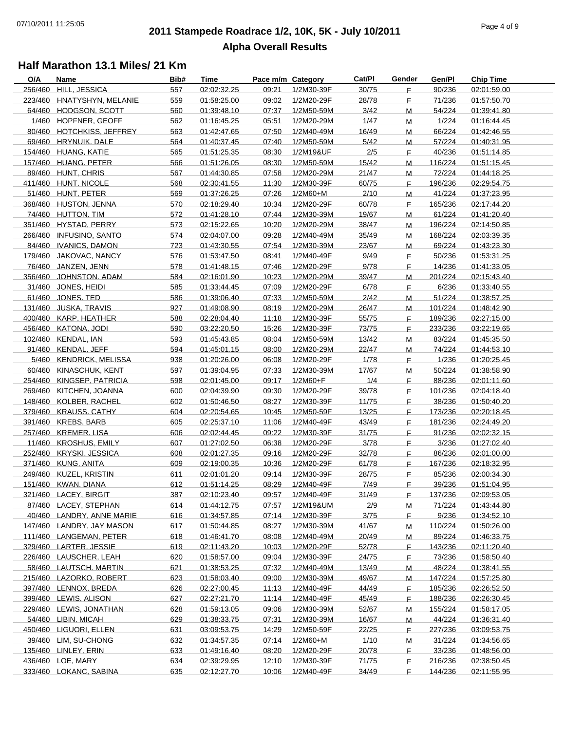# 2011 Stampede Roadrace 1/2, 10K, 5K - July 10/2011

## Alpha Overall Results

### Half Marathon 13.1 Miles/ 21 Km

| O/A | Name | Bib# | Time | Pace m/m | Category | Cat/Pl | Gender | Gen/Pl | Chip Time |
|---|---|---|---|---|---|---|---|---|---|
| 256/460 | HILL, JESSICA | 557 | 02:02:32.25 | 09:21 | 1/2M30-39F | 30/75 | F | 90/236 | 02:01:59.00 |
| 223/460 | HNATYSHYN, MELANIE | 559 | 01:58:25.00 | 09:02 | 1/2M20-29F | 28/78 | F | 71/236 | 01:57:50.70 |
| 64/460 | HODGSON, SCOTT | 560 | 01:39:48.10 | 07:37 | 1/2M50-59M | 3/42 | M | 54/224 | 01:39:41.80 |
| 1/460 | HOPFNER, GEOFF | 562 | 01:16:45.25 | 05:51 | 1/2M20-29M | 1/47 | M | 1/224 | 01:16:44.45 |
| 80/460 | HOTCHKISS, JEFFREY | 563 | 01:42:47.65 | 07:50 | 1/2M40-49M | 16/49 | M | 66/224 | 01:42:46.55 |
| 69/460 | HRYNUIK, DALE | 564 | 01:40:37.45 | 07:40 | 1/2M50-59M | 5/42 | M | 57/224 | 01:40:31.95 |
| 154/460 | HUANG, KATIE | 565 | 01:51:25.35 | 08:30 | 1/2M19&UF | 2/5 | F | 40/236 | 01:51:14.85 |
| 157/460 | HUANG, PETER | 566 | 01:51:26.05 | 08:30 | 1/2M50-59M | 15/42 | M | 116/224 | 01:51:15.45 |
| 89/460 | HUNT, CHRIS | 567 | 01:44:30.85 | 07:58 | 1/2M20-29M | 21/47 | M | 72/224 | 01:44:18.25 |
| 411/460 | HUNT, NICOLE | 568 | 02:30:41.55 | 11:30 | 1/2M30-39F | 60/75 | F | 196/236 | 02:29:54.75 |
| 51/460 | HUNT, PETER | 569 | 01:37:26.25 | 07:26 | 1/2M60+M | 2/10 | M | 41/224 | 01:37:23.95 |
| 368/460 | HUSTON, JENNA | 570 | 02:18:29.40 | 10:34 | 1/2M20-29F | 60/78 | F | 165/236 | 02:17:44.20 |
| 74/460 | HUTTON, TIM | 572 | 01:41:28.10 | 07:44 | 1/2M30-39M | 19/67 | M | 61/224 | 01:41:20.40 |
| 351/460 | HYSTAD, PERRY | 573 | 02:15:22.65 | 10:20 | 1/2M20-29M | 38/47 | M | 196/224 | 02:14:50.85 |
| 266/460 | INFUSINO, SANTO | 574 | 02:04:07.00 | 09:28 | 1/2M40-49M | 35/49 | M | 168/224 | 02:03:39.35 |
| 84/460 | IVANICS, DAMON | 723 | 01:43:30.55 | 07:54 | 1/2M30-39M | 23/67 | M | 69/224 | 01:43:23.30 |
| 179/460 | JAKOVAC, NANCY | 576 | 01:53:47.50 | 08:41 | 1/2M40-49F | 9/49 | F | 50/236 | 01:53:31.25 |
| 76/460 | JANZEN, JENN | 578 | 01:41:48.15 | 07:46 | 1/2M20-29F | 9/78 | F | 14/236 | 01:41:33.05 |
| 356/460 | JOHNSTON, ADAM | 584 | 02:16:01.90 | 10:23 | 1/2M20-29M | 39/47 | M | 201/224 | 02:15:43.40 |
| 31/460 | JONES, HEIDI | 585 | 01:33:44.45 | 07:09 | 1/2M20-29F | 6/78 | F | 6/236 | 01:33:40.55 |
| 61/460 | JONES, TED | 586 | 01:39:06.40 | 07:33 | 1/2M50-59M | 2/42 | M | 51/224 | 01:38:57.25 |
| 131/460 | JUSKA, TRAVIS | 927 | 01:49:08.90 | 08:19 | 1/2M20-29M | 26/47 | M | 101/224 | 01:48:42.90 |
| 400/460 | KARP, HEATHER | 588 | 02:28:04.40 | 11:18 | 1/2M30-39F | 55/75 | F | 189/236 | 02:27:15.00 |
| 456/460 | KATONA, JODI | 590 | 03:22:20.50 | 15:26 | 1/2M30-39F | 73/75 | F | 233/236 | 03:22:19.65 |
| 102/460 | KENDAL, IAN | 593 | 01:45:43.85 | 08:04 | 1/2M50-59M | 13/42 | M | 83/224 | 01:45:35.50 |
| 91/460 | KENDAL, JEFF | 594 | 01:45:01.15 | 08:00 | 1/2M20-29M | 22/47 | M | 74/224 | 01:44:53.10 |
| 5/460 | KENDRICK, MELISSA | 938 | 01:20:26.00 | 06:08 | 1/2M20-29F | 1/78 | F | 1/236 | 01:20:25.45 |
| 60/460 | KINASCHUK, KENT | 597 | 01:39:04.95 | 07:33 | 1/2M30-39M | 17/67 | M | 50/224 | 01:38:58.90 |
| 254/460 | KINGSEP, PATRICIA | 598 | 02:01:45.00 | 09:17 | 1/2M60+F | 1/4 | F | 88/236 | 02:01:11.60 |
| 269/460 | KITCHEN, JOANNA | 600 | 02:04:39.90 | 09:30 | 1/2M20-29F | 39/78 | F | 101/236 | 02:04:18.40 |
| 148/460 | KOLBER, RACHEL | 602 | 01:50:46.50 | 08:27 | 1/2M30-39F | 11/75 | F | 38/236 | 01:50:40.20 |
| 379/460 | KRAUSS, CATHY | 604 | 02:20:54.65 | 10:45 | 1/2M50-59F | 13/25 | F | 173/236 | 02:20:18.45 |
| 391/460 | KREBS, BARB | 605 | 02:25:37.10 | 11:06 | 1/2M40-49F | 43/49 | F | 181/236 | 02:24:49.20 |
| 257/460 | KREMER, LISA | 606 | 02:02:44.45 | 09:22 | 1/2M30-39F | 31/75 | F | 91/236 | 02:02:32.15 |
| 11/460 | KROSHUS, EMILY | 607 | 01:27:02.50 | 06:38 | 1/2M20-29F | 3/78 | F | 3/236 | 01:27:02.40 |
| 252/460 | KRYSKI, JESSICA | 608 | 02:01:27.35 | 09:16 | 1/2M20-29F | 32/78 | F | 86/236 | 02:01:00.00 |
| 371/460 | KUNG, ANITA | 609 | 02:19:00.35 | 10:36 | 1/2M20-29F | 61/78 | F | 167/236 | 02:18:32.95 |
| 249/460 | KUZEL, KRISTIN | 611 | 02:01:01.20 | 09:14 | 1/2M30-39F | 28/75 | F | 85/236 | 02:00:34.30 |
| 151/460 | KWAN, DIANA | 612 | 01:51:14.25 | 08:29 | 1/2M40-49F | 7/49 | F | 39/236 | 01:51:04.95 |
| 321/460 | LACEY, BIRGIT | 387 | 02:10:23.40 | 09:57 | 1/2M40-49F | 31/49 | F | 137/236 | 02:09:53.05 |
| 87/460 | LACEY, STEPHAN | 614 | 01:44:12.75 | 07:57 | 1/2M19&UM | 2/9 | M | 71/224 | 01:43:44.80 |
| 40/460 | LANDRY, ANNE MARIE | 616 | 01:34:57.85 | 07:14 | 1/2M30-39F | 3/75 | F | 9/236 | 01:34:52.10 |
| 147/460 | LANDRY, JAY MASON | 617 | 01:50:44.85 | 08:27 | 1/2M30-39M | 41/67 | M | 110/224 | 01:50:26.00 |
| 111/460 | LANGEMAN, PETER | 618 | 01:46:41.70 | 08:08 | 1/2M40-49M | 20/49 | M | 89/224 | 01:46:33.75 |
| 329/460 | LARTER, JESSIE | 619 | 02:11:43.20 | 10:03 | 1/2M20-29F | 52/78 | F | 143/236 | 02:11:20.40 |
| 226/460 | LAUSCHER, LEAH | 620 | 01:58:57.00 | 09:04 | 1/2M30-39F | 24/75 | F | 73/236 | 01:58:50.40 |
| 58/460 | LAUTSCH, MARTIN | 621 | 01:38:53.25 | 07:32 | 1/2M40-49M | 13/49 | M | 48/224 | 01:38:41.55 |
| 215/460 | LAZORKO, ROBERT | 623 | 01:58:03.40 | 09:00 | 1/2M30-39M | 49/67 | M | 147/224 | 01:57:25.80 |
| 397/460 | LENNOX, BREDA | 626 | 02:27:00.45 | 11:13 | 1/2M40-49F | 44/49 | F | 185/236 | 02:26:52.50 |
| 399/460 | LEWIS, ALISON | 627 | 02:27:21.70 | 11:14 | 1/2M40-49F | 45/49 | F | 188/236 | 02:26:30.45 |
| 229/460 | LEWIS, JONATHAN | 628 | 01:59:13.05 | 09:06 | 1/2M30-39M | 52/67 | M | 155/224 | 01:58:17.05 |
| 54/460 | LIBIN, MICAH | 629 | 01:38:33.75 | 07:31 | 1/2M30-39M | 16/67 | M | 44/224 | 01:36:31.40 |
| 450/460 | LIGUORI, ELLEN | 631 | 03:09:53.75 | 14:29 | 1/2M50-59F | 22/25 | F | 227/236 | 03:09:53.75 |
| 39/460 | LIM, SU-CHONG | 632 | 01:34:57.35 | 07:14 | 1/2M60+M | 1/10 | M | 31/224 | 01:34:56.65 |
| 135/460 | LINLEY, ERIN | 633 | 01:49:16.40 | 08:20 | 1/2M20-29F | 20/78 | F | 33/236 | 01:48:56.00 |
| 436/460 | LOE, MARY | 634 | 02:39:29.95 | 12:10 | 1/2M30-39F | 71/75 | F | 216/236 | 02:38:50.45 |
| 333/460 | LOKANC, SABINA | 635 | 02:12:27.70 | 10:06 | 1/2M40-49F | 34/49 | F | 144/236 | 02:11:55.95 |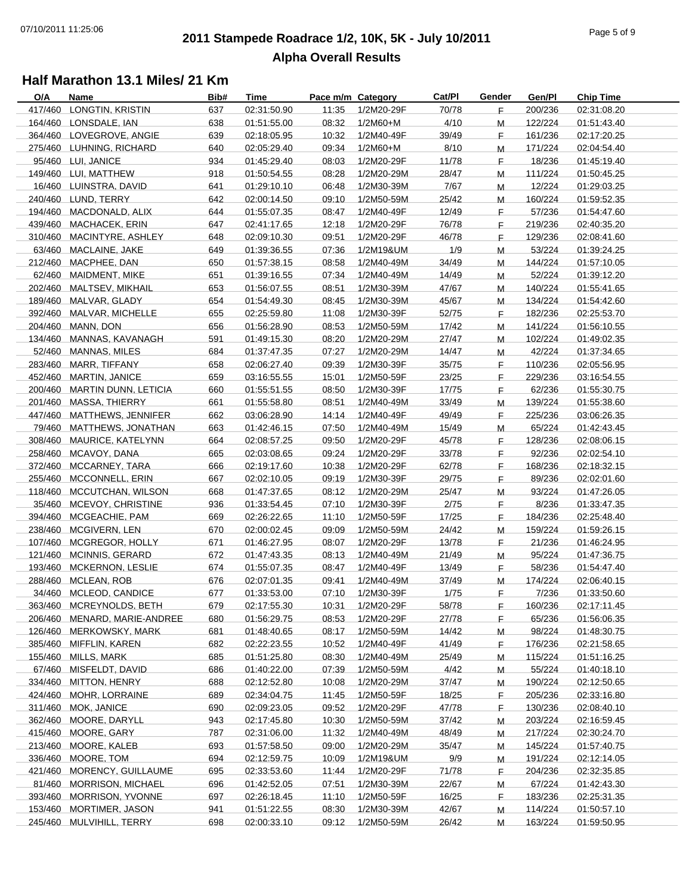# 2011 Stampede Roadrace 1/2, 10K, 5K - July 10/2011

## Alpha Overall Results

### Half Marathon 13.1 Miles/ 21 Km

| O/A | Name | Bib# | Time | Pace m/m | Category | Cat/Pl | Gender | Gen/Pl | Chip Time |
|---|---|---|---|---|---|---|---|---|---|
| 417/460 | LONGTIN, KRISTIN | 637 | 02:31:50.90 | 11:35 | 1/2M20-29F | 70/78 | F | 200/236 | 02:31:08.20 |
| 164/460 | LONSDALE, IAN | 638 | 01:51:55.00 | 08:32 | 1/2M60+M | 4/10 | M | 122/224 | 01:51:43.40 |
| 364/460 | LOVEGROVE, ANGIE | 639 | 02:18:05.95 | 10:32 | 1/2M40-49F | 39/49 | F | 161/236 | 02:17:20.25 |
| 275/460 | LUHNING, RICHARD | 640 | 02:05:29.40 | 09:34 | 1/2M60+M | 8/10 | M | 171/224 | 02:04:54.40 |
| 95/460 | LUI, JANICE | 934 | 01:45:29.40 | 08:03 | 1/2M20-29F | 11/78 | F | 18/236 | 01:45:19.40 |
| 149/460 | LUI, MATTHEW | 918 | 01:50:54.55 | 08:28 | 1/2M20-29M | 28/47 | M | 111/224 | 01:50:45.25 |
| 16/460 | LUINSTRA, DAVID | 641 | 01:29:10.10 | 06:48 | 1/2M30-39M | 7/67 | M | 12/224 | 01:29:03.25 |
| 240/460 | LUND, TERRY | 642 | 02:00:14.50 | 09:10 | 1/2M50-59M | 25/42 | M | 160/224 | 01:59:52.35 |
| 194/460 | MACDONALD, ALIX | 644 | 01:55:07.35 | 08:47 | 1/2M40-49F | 12/49 | F | 57/236 | 01:54:47.60 |
| 439/460 | MACHACEK, ERIN | 647 | 02:41:17.65 | 12:18 | 1/2M20-29F | 76/78 | F | 219/236 | 02:40:35.20 |
| 310/460 | MACINTYRE, ASHLEY | 648 | 02:09:10.30 | 09:51 | 1/2M20-29F | 46/78 | F | 129/236 | 02:08:41.60 |
| 63/460 | MACLAINE, JAKE | 649 | 01:39:36.55 | 07:36 | 1/2M19&UM | 1/9 | M | 53/224 | 01:39:24.25 |
| 212/460 | MACPHEE, DAN | 650 | 01:57:38.15 | 08:58 | 1/2M40-49M | 34/49 | M | 144/224 | 01:57:10.05 |
| 62/460 | MAIDMENT, MIKE | 651 | 01:39:16.55 | 07:34 | 1/2M40-49M | 14/49 | M | 52/224 | 01:39:12.20 |
| 202/460 | MALTSEV, MIKHAIL | 653 | 01:56:07.55 | 08:51 | 1/2M30-39M | 47/67 | M | 140/224 | 01:55:41.65 |
| 189/460 | MALVAR, GLADY | 654 | 01:54:49.30 | 08:45 | 1/2M30-39M | 45/67 | M | 134/224 | 01:54:42.60 |
| 392/460 | MALVAR, MICHELLE | 655 | 02:25:59.80 | 11:08 | 1/2M30-39F | 52/75 | F | 182/236 | 02:25:53.70 |
| 204/460 | MANN, DON | 656 | 01:56:28.90 | 08:53 | 1/2M50-59M | 17/42 | M | 141/224 | 01:56:10.55 |
| 134/460 | MANNAS, KAVANAGH | 591 | 01:49:15.30 | 08:20 | 1/2M20-29M | 27/47 | M | 102/224 | 01:49:02.35 |
| 52/460 | MANNAS, MILES | 684 | 01:37:47.35 | 07:27 | 1/2M20-29M | 14/47 | M | 42/224 | 01:37:34.65 |
| 283/460 | MARR, TIFFANY | 658 | 02:06:27.40 | 09:39 | 1/2M30-39F | 35/75 | F | 110/236 | 02:05:56.95 |
| 452/460 | MARTIN, JANICE | 659 | 03:16:55.55 | 15:01 | 1/2M50-59F | 23/25 | F | 229/236 | 03:16:54.55 |
| 200/460 | MARTIN DUNN, LETICIA | 660 | 01:55:51.55 | 08:50 | 1/2M30-39F | 17/75 | F | 62/236 | 01:55:30.75 |
| 201/460 | MASSA, THIERRY | 661 | 01:55:58.80 | 08:51 | 1/2M40-49M | 33/49 | M | 139/224 | 01:55:38.60 |
| 447/460 | MATTHEWS, JENNIFER | 662 | 03:06:28.90 | 14:14 | 1/2M40-49F | 49/49 | F | 225/236 | 03:06:26.35 |
| 79/460 | MATTHEWS, JONATHAN | 663 | 01:42:46.15 | 07:50 | 1/2M40-49M | 15/49 | M | 65/224 | 01:42:43.45 |
| 308/460 | MAURICE, KATELYNN | 664 | 02:08:57.25 | 09:50 | 1/2M20-29F | 45/78 | F | 128/236 | 02:08:06.15 |
| 258/460 | MCAVOY, DANA | 665 | 02:03:08.65 | 09:24 | 1/2M20-29F | 33/78 | F | 92/236 | 02:02:54.10 |
| 372/460 | MCCARNEY, TARA | 666 | 02:19:17.60 | 10:38 | 1/2M20-29F | 62/78 | F | 168/236 | 02:18:32.15 |
| 255/460 | MCCONNELL, ERIN | 667 | 02:02:10.05 | 09:19 | 1/2M30-39F | 29/75 | F | 89/236 | 02:02:01.60 |
| 118/460 | MCCUTCHAN, WILSON | 668 | 01:47:37.65 | 08:12 | 1/2M20-29M | 25/47 | M | 93/224 | 01:47:26.05 |
| 35/460 | MCEVOY, CHRISTINE | 936 | 01:33:54.45 | 07:10 | 1/2M30-39F | 2/75 | F | 8/236 | 01:33:47.35 |
| 394/460 | MCGEACHIE, PAM | 669 | 02:26:22.65 | 11:10 | 1/2M50-59F | 17/25 | F | 184/236 | 02:25:48.40 |
| 238/460 | MCGIVERN, LEN | 670 | 02:00:02.45 | 09:09 | 1/2M50-59M | 24/42 | M | 159/224 | 01:59:26.15 |
| 107/460 | MCGREGOR, HOLLY | 671 | 01:46:27.95 | 08:07 | 1/2M20-29F | 13/78 | F | 21/236 | 01:46:24.95 |
| 121/460 | MCINNIS, GERARD | 672 | 01:47:43.35 | 08:13 | 1/2M40-49M | 21/49 | M | 95/224 | 01:47:36.75 |
| 193/460 | MCKERNON, LESLIE | 674 | 01:55:07.35 | 08:47 | 1/2M40-49F | 13/49 | F | 58/236 | 01:54:47.40 |
| 288/460 | MCLEAN, ROB | 676 | 02:07:01.35 | 09:41 | 1/2M40-49M | 37/49 | M | 174/224 | 02:06:40.15 |
| 34/460 | MCLEOD, CANDICE | 677 | 01:33:53.00 | 07:10 | 1/2M30-39F | 1/75 | F | 7/236 | 01:33:50.60 |
| 363/460 | MCREYNOLDS, BETH | 679 | 02:17:55.30 | 10:31 | 1/2M20-29F | 58/78 | F | 160/236 | 02:17:11.45 |
| 206/460 | MENARD, MARIE-ANDREE | 680 | 01:56:29.75 | 08:53 | 1/2M20-29F | 27/78 | F | 65/236 | 01:56:06.35 |
| 126/460 | MERKOWSKY, MARK | 681 | 01:48:40.65 | 08:17 | 1/2M50-59M | 14/42 | M | 98/224 | 01:48:30.75 |
| 385/460 | MIFFLIN, KAREN | 682 | 02:22:23.55 | 10:52 | 1/2M40-49F | 41/49 | F | 176/236 | 02:21:58.65 |
| 155/460 | MILLS, MARK | 685 | 01:51:25.80 | 08:30 | 1/2M40-49M | 25/49 | M | 115/224 | 01:51:16.25 |
| 67/460 | MISFELDT, DAVID | 686 | 01:40:22.00 | 07:39 | 1/2M50-59M | 4/42 | M | 55/224 | 01:40:18.10 |
| 334/460 | MITTON, HENRY | 688 | 02:12:52.80 | 10:08 | 1/2M20-29M | 37/47 | M | 190/224 | 02:12:50.65 |
| 424/460 | MOHR, LORRAINE | 689 | 02:34:04.75 | 11:45 | 1/2M50-59F | 18/25 | F | 205/236 | 02:33:16.80 |
| 311/460 | MOK, JANICE | 690 | 02:09:23.05 | 09:52 | 1/2M20-29F | 47/78 | F | 130/236 | 02:08:40.10 |
| 362/460 | MOORE, DARYLL | 943 | 02:17:45.80 | 10:30 | 1/2M50-59M | 37/42 | M | 203/224 | 02:16:59.45 |
| 415/460 | MOORE, GARY | 787 | 02:31:06.00 | 11:32 | 1/2M40-49M | 48/49 | M | 217/224 | 02:30:24.70 |
| 213/460 | MOORE, KALEB | 693 | 01:57:58.50 | 09:00 | 1/2M20-29M | 35/47 | M | 145/224 | 01:57:40.75 |
| 336/460 | MOORE, TOM | 694 | 02:12:59.75 | 10:09 | 1/2M19&UM | 9/9 | M | 191/224 | 02:12:14.05 |
| 421/460 | MORENCY, GUILLAUME | 695 | 02:33:53.60 | 11:44 | 1/2M20-29F | 71/78 | F | 204/236 | 02:32:35.85 |
| 81/460 | MORRISON, MICHAEL | 696 | 01:42:52.05 | 07:51 | 1/2M30-39M | 22/67 | M | 67/224 | 01:42:43.30 |
| 393/460 | MORRISON, YVONNE | 697 | 02:26:18.45 | 11:10 | 1/2M50-59F | 16/25 | F | 183/236 | 02:25:31.35 |
| 153/460 | MORTIMER, JASON | 941 | 01:51:22.55 | 08:30 | 1/2M30-39M | 42/67 | M | 114/224 | 01:50:57.10 |
| 245/460 | MULVIHILL, TERRY | 698 | 02:00:33.10 | 09:12 | 1/2M50-59M | 26/42 | M | 163/224 | 01:59:50.95 |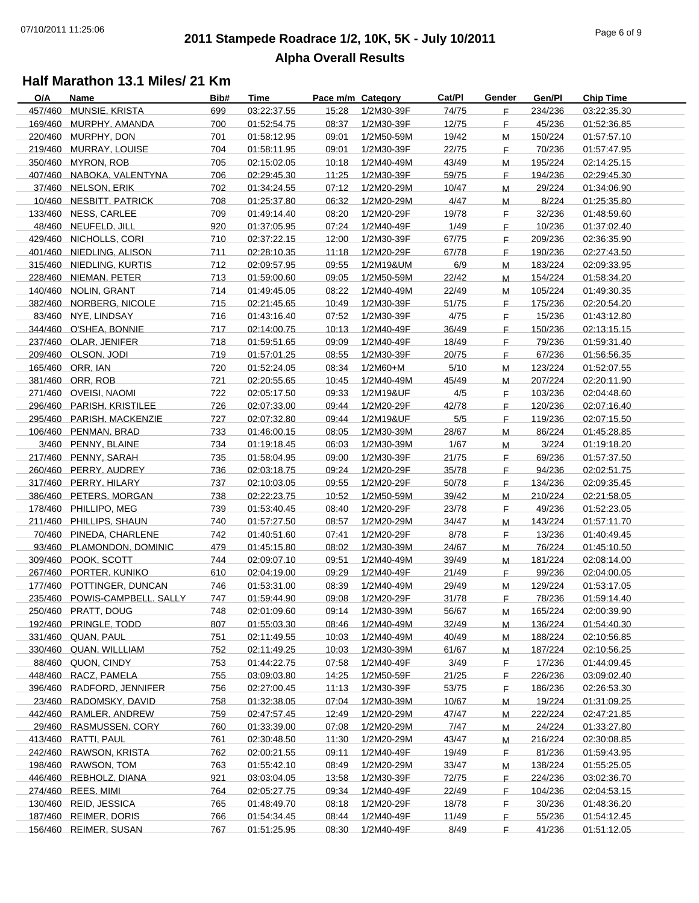# 2011 Stampede Roadrace 1/2, 10K, 5K - July 10/2011

## Alpha Overall Results

### Half Marathon 13.1 Miles/ 21 Km

| O/A | Name | Bib# | Time | Pace m/m | Category | Cat/Pl | Gender | Gen/Pl | Chip Time |
|---|---|---|---|---|---|---|---|---|---|
| 457/460 | MUNSIE, KRISTA | 699 | 03:22:37.55 | 15:28 | 1/2M30-39F | 74/75 | F | 234/236 | 03:22:35.30 |
| 169/460 | MURPHY, AMANDA | 700 | 01:52:54.75 | 08:37 | 1/2M30-39F | 12/75 | F | 45/236 | 01:52:36.85 |
| 220/460 | MURPHY, DON | 701 | 01:58:12.95 | 09:01 | 1/2M50-59M | 19/42 | M | 150/224 | 01:57:57.10 |
| 219/460 | MURRAY, LOUISE | 704 | 01:58:11.95 | 09:01 | 1/2M30-39F | 22/75 | F | 70/236 | 01:57:47.95 |
| 350/460 | MYRON, ROB | 705 | 02:15:02.05 | 10:18 | 1/2M40-49M | 43/49 | M | 195/224 | 02:14:25.15 |
| 407/460 | NABOKA, VALENTYNA | 706 | 02:29:45.30 | 11:25 | 1/2M30-39F | 59/75 | F | 194/236 | 02:29:45.30 |
| 37/460 | NELSON, ERIK | 702 | 01:34:24.55 | 07:12 | 1/2M20-29M | 10/47 | M | 29/224 | 01:34:06.90 |
| 10/460 | NESBITT, PATRICK | 708 | 01:25:37.80 | 06:32 | 1/2M20-29M | 4/47 | M | 8/224 | 01:25:35.80 |
| 133/460 | NESS, CARLEE | 709 | 01:49:14.40 | 08:20 | 1/2M20-29F | 19/78 | F | 32/236 | 01:48:59.60 |
| 48/460 | NEUFELD, JILL | 920 | 01:37:05.95 | 07:24 | 1/2M40-49F | 1/49 | F | 10/236 | 01:37:02.40 |
| 429/460 | NICHOLLS, CORI | 710 | 02:37:22.15 | 12:00 | 1/2M30-39F | 67/75 | F | 209/236 | 02:36:35.90 |
| 401/460 | NIEDLING, ALISON | 711 | 02:28:10.35 | 11:18 | 1/2M20-29F | 67/78 | F | 190/236 | 02:27:43.50 |
| 315/460 | NIEDLING, KURTIS | 712 | 02:09:57.95 | 09:55 | 1/2M19&UM | 6/9 | M | 183/224 | 02:09:33.95 |
| 228/460 | NIEMAN, PETER | 713 | 01:59:00.60 | 09:05 | 1/2M50-59M | 22/42 | M | 154/224 | 01:58:34.20 |
| 140/460 | NOLIN, GRANT | 714 | 01:49:45.05 | 08:22 | 1/2M40-49M | 22/49 | M | 105/224 | 01:49:30.35 |
| 382/460 | NORBERG, NICOLE | 715 | 02:21:45.65 | 10:49 | 1/2M30-39F | 51/75 | F | 175/236 | 02:20:54.20 |
| 83/460 | NYE, LINDSAY | 716 | 01:43:16.40 | 07:52 | 1/2M30-39F | 4/75 | F | 15/236 | 01:43:12.80 |
| 344/460 | O'SHEA, BONNIE | 717 | 02:14:00.75 | 10:13 | 1/2M40-49F | 36/49 | F | 150/236 | 02:13:15.15 |
| 237/460 | OLAR, JENIFER | 718 | 01:59:51.65 | 09:09 | 1/2M40-49F | 18/49 | F | 79/236 | 01:59:31.40 |
| 209/460 | OLSON, JODI | 719 | 01:57:01.25 | 08:55 | 1/2M30-39F | 20/75 | F | 67/236 | 01:56:56.35 |
| 165/460 | ORR, IAN | 720 | 01:52:24.05 | 08:34 | 1/2M60+M | 5/10 | M | 123/224 | 01:52:07.55 |
| 381/460 | ORR, ROB | 721 | 02:20:55.65 | 10:45 | 1/2M40-49M | 45/49 | M | 207/224 | 02:20:11.90 |
| 271/460 | OVEISI, NAOMI | 722 | 02:05:17.50 | 09:33 | 1/2M19&UF | 4/5 | F | 103/236 | 02:04:48.60 |
| 296/460 | PARISH, KRISTILEE | 726 | 02:07:33.00 | 09:44 | 1/2M20-29F | 42/78 | F | 120/236 | 02:07:16.40 |
| 295/460 | PARISH, MACKENZIE | 727 | 02:07:32.80 | 09:44 | 1/2M19&UF | 5/5 | F | 119/236 | 02:07:15.50 |
| 106/460 | PENMAN, BRAD | 733 | 01:46:00.15 | 08:05 | 1/2M30-39M | 28/67 | M | 86/224 | 01:45:28.85 |
| 3/460 | PENNY, BLAINE | 734 | 01:19:18.45 | 06:03 | 1/2M30-39M | 1/67 | M | 3/224 | 01:19:18.20 |
| 217/460 | PENNY, SARAH | 735 | 01:58:04.95 | 09:00 | 1/2M30-39F | 21/75 | F | 69/236 | 01:57:37.50 |
| 260/460 | PERRY, AUDREY | 736 | 02:03:18.75 | 09:24 | 1/2M20-29F | 35/78 | F | 94/236 | 02:02:51.75 |
| 317/460 | PERRY, HILARY | 737 | 02:10:03.05 | 09:55 | 1/2M20-29F | 50/78 | F | 134/236 | 02:09:35.45 |
| 386/460 | PETERS, MORGAN | 738 | 02:22:23.75 | 10:52 | 1/2M50-59M | 39/42 | M | 210/224 | 02:21:58.05 |
| 178/460 | PHILLIPO, MEG | 739 | 01:53:40.45 | 08:40 | 1/2M20-29F | 23/78 | F | 49/236 | 01:52:23.05 |
| 211/460 | PHILLIPS, SHAUN | 740 | 01:57:27.50 | 08:57 | 1/2M20-29M | 34/47 | M | 143/224 | 01:57:11.70 |
| 70/460 | PINEDA, CHARLENE | 742 | 01:40:51.60 | 07:41 | 1/2M20-29F | 8/78 | F | 13/236 | 01:40:49.45 |
| 93/460 | PLAMONDON, DOMINIC | 479 | 01:45:15.80 | 08:02 | 1/2M30-39M | 24/67 | M | 76/224 | 01:45:10.50 |
| 309/460 | POOK, SCOTT | 744 | 02:09:07.10 | 09:51 | 1/2M40-49M | 39/49 | M | 181/224 | 02:08:14.00 |
| 267/460 | PORTER, KUNIKO | 610 | 02:04:19.00 | 09:29 | 1/2M40-49F | 21/49 | F | 99/236 | 02:04:00.05 |
| 177/460 | POTTINGER, DUNCAN | 746 | 01:53:31.00 | 08:39 | 1/2M40-49M | 29/49 | M | 129/224 | 01:53:17.05 |
| 235/460 | POWIS-CAMPBELL, SALLY | 747 | 01:59:44.90 | 09:08 | 1/2M20-29F | 31/78 | F | 78/236 | 01:59:14.40 |
| 250/460 | PRATT, DOUG | 748 | 02:01:09.60 | 09:14 | 1/2M30-39M | 56/67 | M | 165/224 | 02:00:39.90 |
| 192/460 | PRINGLE, TODD | 807 | 01:55:03.30 | 08:46 | 1/2M40-49M | 32/49 | M | 136/224 | 01:54:40.30 |
| 331/460 | QUAN, PAUL | 751 | 02:11:49.55 | 10:03 | 1/2M40-49M | 40/49 | M | 188/224 | 02:10:56.85 |
| 330/460 | QUAN, WILLLIAM | 752 | 02:11:49.25 | 10:03 | 1/2M30-39M | 61/67 | M | 187/224 | 02:10:56.25 |
| 88/460 | QUON, CINDY | 753 | 01:44:22.75 | 07:58 | 1/2M40-49F | 3/49 | F | 17/236 | 01:44:09.45 |
| 448/460 | RACZ, PAMELA | 755 | 03:09:03.80 | 14:25 | 1/2M50-59F | 21/25 | F | 226/236 | 03:09:02.40 |
| 396/460 | RADFORD, JENNIFER | 756 | 02:27:00.45 | 11:13 | 1/2M30-39F | 53/75 | F | 186/236 | 02:26:53.30 |
| 23/460 | RADOMSKY, DAVID | 758 | 01:32:38.05 | 07:04 | 1/2M30-39M | 10/67 | M | 19/224 | 01:31:09.25 |
| 442/460 | RAMLER, ANDREW | 759 | 02:47:57.45 | 12:49 | 1/2M20-29M | 47/47 | M | 222/224 | 02:47:21.85 |
| 29/460 | RASMUSSEN, CORY | 760 | 01:33:39.00 | 07:08 | 1/2M20-29M | 7/47 | M | 24/224 | 01:33:27.80 |
| 413/460 | RATTI, PAUL | 761 | 02:30:48.50 | 11:30 | 1/2M20-29M | 43/47 | M | 216/224 | 02:30:08.85 |
| 242/460 | RAWSON, KRISTA | 762 | 02:00:21.55 | 09:11 | 1/2M40-49F | 19/49 | F | 81/236 | 01:59:43.95 |
| 198/460 | RAWSON, TOM | 763 | 01:55:42.10 | 08:49 | 1/2M20-29M | 33/47 | M | 138/224 | 01:55:25.05 |
| 446/460 | REBHOLZ, DIANA | 921 | 03:03:04.05 | 13:58 | 1/2M30-39F | 72/75 | F | 224/236 | 03:02:36.70 |
| 274/460 | REES, MIMI | 764 | 02:05:27.75 | 09:34 | 1/2M40-49F | 22/49 | F | 104/236 | 02:04:53.15 |
| 130/460 | REID, JESSICA | 765 | 01:48:49.70 | 08:18 | 1/2M20-29F | 18/78 | F | 30/236 | 01:48:36.20 |
| 187/460 | REIMER, DORIS | 766 | 01:54:34.45 | 08:44 | 1/2M40-49F | 11/49 | F | 55/236 | 01:54:12.45 |
| 156/460 | REIMER, SUSAN | 767 | 01:51:25.95 | 08:30 | 1/2M40-49F | 8/49 | F | 41/236 | 01:51:12.05 |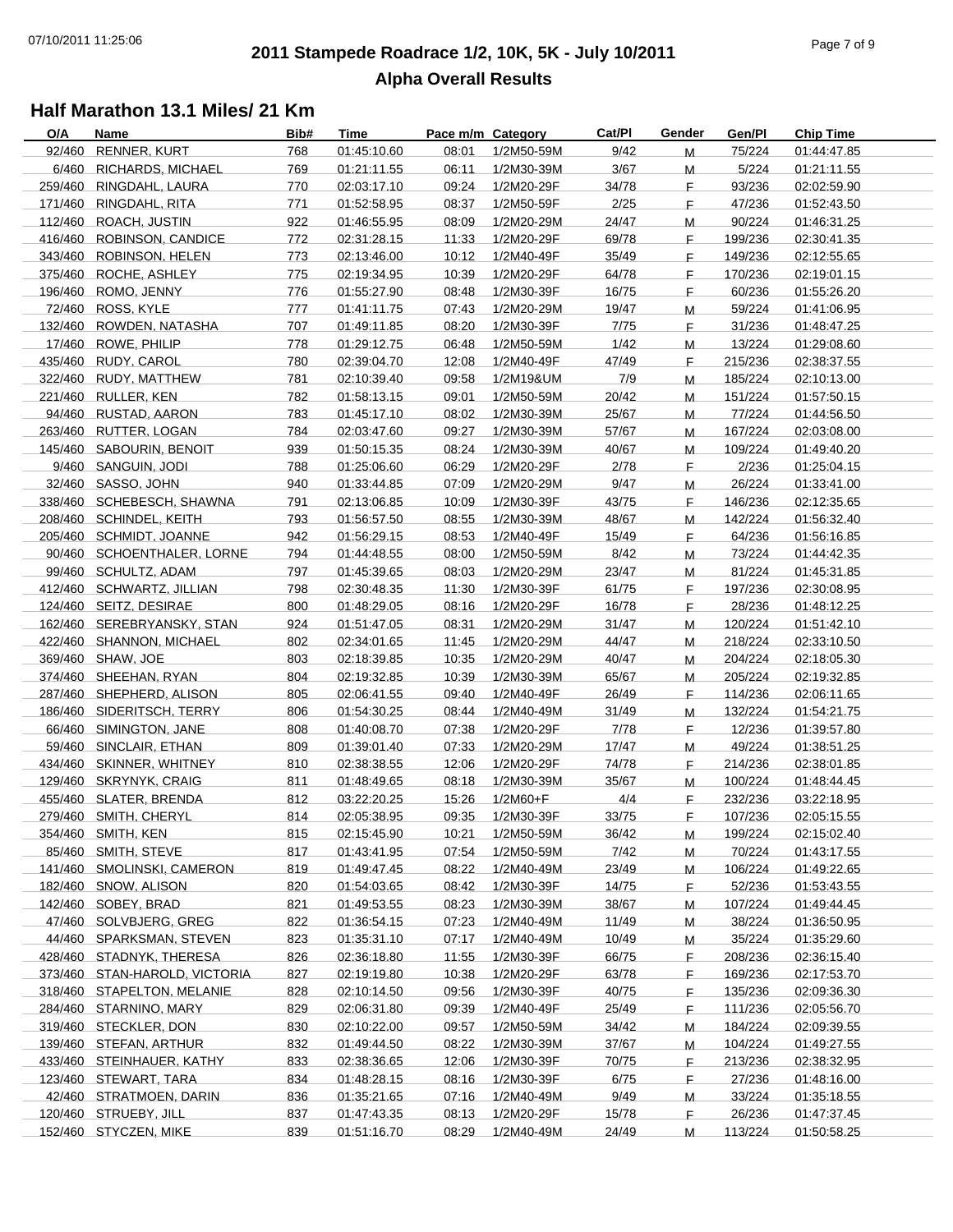# 2011 Stampede Roadrace 1/2, 10K, 5K - July 10/2011

## Alpha Overall Results

### Half Marathon 13.1 Miles/ 21 Km

| O/A | Name | Bib# | Time | Pace m/m | Category | Cat/Pl | Gender | Gen/Pl | Chip Time |
|---|---|---|---|---|---|---|---|---|---|
| 92/460 | RENNER, KURT | 768 | 01:45:10.60 | 08:01 | 1/2M50-59M | 9/42 | M | 75/224 | 01:44:47.85 |
| 6/460 | RICHARDS, MICHAEL | 769 | 01:21:11.55 | 06:11 | 1/2M30-39M | 3/67 | M | 5/224 | 01:21:11.55 |
| 259/460 | RINGDAHL, LAURA | 770 | 02:03:17.10 | 09:24 | 1/2M20-29F | 34/78 | F | 93/236 | 02:02:59.90 |
| 171/460 | RINGDAHL, RITA | 771 | 01:52:58.95 | 08:37 | 1/2M50-59F | 2/25 | F | 47/236 | 01:52:43.50 |
| 112/460 | ROACH, JUSTIN | 922 | 01:46:55.95 | 08:09 | 1/2M20-29M | 24/47 | M | 90/224 | 01:46:31.25 |
| 416/460 | ROBINSON, CANDICE | 772 | 02:31:28.15 | 11:33 | 1/2M20-29F | 69/78 | F | 199/236 | 02:30:41.35 |
| 343/460 | ROBINSON, HELEN | 773 | 02:13:46.00 | 10:12 | 1/2M40-49F | 35/49 | F | 149/236 | 02:12:55.65 |
| 375/460 | ROCHE, ASHLEY | 775 | 02:19:34.95 | 10:39 | 1/2M20-29F | 64/78 | F | 170/236 | 02:19:01.15 |
| 196/460 | ROMO, JENNY | 776 | 01:55:27.90 | 08:48 | 1/2M30-39F | 16/75 | F | 60/236 | 01:55:26.20 |
| 72/460 | ROSS, KYLE | 777 | 01:41:11.75 | 07:43 | 1/2M20-29M | 19/47 | M | 59/224 | 01:41:06.95 |
| 132/460 | ROWDEN, NATASHA | 707 | 01:49:11.85 | 08:20 | 1/2M30-39F | 7/75 | F | 31/236 | 01:48:47.25 |
| 17/460 | ROWE, PHILIP | 778 | 01:29:12.75 | 06:48 | 1/2M50-59M | 1/42 | M | 13/224 | 01:29:08.60 |
| 435/460 | RUDY, CAROL | 780 | 02:39:04.70 | 12:08 | 1/2M40-49F | 47/49 | F | 215/236 | 02:38:37.55 |
| 322/460 | RUDY, MATTHEW | 781 | 02:10:39.40 | 09:58 | 1/2M19&UM | 7/9 | M | 185/224 | 02:10:13.00 |
| 221/460 | RULLER, KEN | 782 | 01:58:13.15 | 09:01 | 1/2M50-59M | 20/42 | M | 151/224 | 01:57:50.15 |
| 94/460 | RUSTAD, AARON | 783 | 01:45:17.10 | 08:02 | 1/2M30-39M | 25/67 | M | 77/224 | 01:44:56.50 |
| 263/460 | RUTTER, LOGAN | 784 | 02:03:47.60 | 09:27 | 1/2M30-39M | 57/67 | M | 167/224 | 02:03:08.00 |
| 145/460 | SABOURIN, BENOIT | 939 | 01:50:15.35 | 08:24 | 1/2M30-39M | 40/67 | M | 109/224 | 01:49:40.20 |
| 9/460 | SANGUIN, JODI | 788 | 01:25:06.60 | 06:29 | 1/2M20-29F | 2/78 | F | 2/236 | 01:25:04.15 |
| 32/460 | SASSO, JOHN | 940 | 01:33:44.85 | 07:09 | 1/2M20-29M | 9/47 | M | 26/224 | 01:33:41.00 |
| 338/460 | SCHEBESCH, SHAWNA | 791 | 02:13:06.85 | 10:09 | 1/2M30-39F | 43/75 | F | 146/236 | 02:12:35.65 |
| 208/460 | SCHINDEL, KEITH | 793 | 01:56:57.50 | 08:55 | 1/2M30-39M | 48/67 | M | 142/224 | 01:56:32.40 |
| 205/460 | SCHMIDT, JOANNE | 942 | 01:56:29.15 | 08:53 | 1/2M40-49F | 15/49 | F | 64/236 | 01:56:16.85 |
| 90/460 | SCHOENTHALER, LORNE | 794 | 01:44:48.55 | 08:00 | 1/2M50-59M | 8/42 | M | 73/224 | 01:44:42.35 |
| 99/460 | SCHULTZ, ADAM | 797 | 01:45:39.65 | 08:03 | 1/2M20-29M | 23/47 | M | 81/224 | 01:45:31.85 |
| 412/460 | SCHWARTZ, JILLIAN | 798 | 02:30:48.35 | 11:30 | 1/2M30-39F | 61/75 | F | 197/236 | 02:30:08.95 |
| 124/460 | SEITZ, DESIRAE | 800 | 01:48:29.05 | 08:16 | 1/2M20-29F | 16/78 | F | 28/236 | 01:48:12.25 |
| 162/460 | SEREBRYANSKY, STAN | 924 | 01:51:47.05 | 08:31 | 1/2M20-29M | 31/47 | M | 120/224 | 01:51:42.10 |
| 422/460 | SHANNON, MICHAEL | 802 | 02:34:01.65 | 11:45 | 1/2M20-29M | 44/47 | M | 218/224 | 02:33:10.50 |
| 369/460 | SHAW, JOE | 803 | 02:18:39.85 | 10:35 | 1/2M20-29M | 40/47 | M | 204/224 | 02:18:05.30 |
| 374/460 | SHEEHAN, RYAN | 804 | 02:19:32.85 | 10:39 | 1/2M30-39M | 65/67 | M | 205/224 | 02:19:32.85 |
| 287/460 | SHEPHERD, ALISON | 805 | 02:06:41.55 | 09:40 | 1/2M40-49F | 26/49 | F | 114/236 | 02:06:11.65 |
| 186/460 | SIDERITSCH, TERRY | 806 | 01:54:30.25 | 08:44 | 1/2M40-49M | 31/49 | M | 132/224 | 01:54:21.75 |
| 66/460 | SIMINGTON, JANE | 808 | 01:40:08.70 | 07:38 | 1/2M20-29F | 7/78 | F | 12/236 | 01:39:57.80 |
| 59/460 | SINCLAIR, ETHAN | 809 | 01:39:01.40 | 07:33 | 1/2M20-29M | 17/47 | M | 49/224 | 01:38:51.25 |
| 434/460 | SKINNER, WHITNEY | 810 | 02:38:38.55 | 12:06 | 1/2M20-29F | 74/78 | F | 214/236 | 02:38:01.85 |
| 129/460 | SKRYNYK, CRAIG | 811 | 01:48:49.65 | 08:18 | 1/2M30-39M | 35/67 | M | 100/224 | 01:48:44.45 |
| 455/460 | SLATER, BRENDA | 812 | 03:22:20.25 | 15:26 | 1/2M60+F | 4/4 | F | 232/236 | 03:22:18.95 |
| 279/460 | SMITH, CHERYL | 814 | 02:05:38.95 | 09:35 | 1/2M30-39F | 33/75 | F | 107/236 | 02:05:15.55 |
| 354/460 | SMITH, KEN | 815 | 02:15:45.90 | 10:21 | 1/2M50-59M | 36/42 | M | 199/224 | 02:15:02.40 |
| 85/460 | SMITH, STEVE | 817 | 01:43:41.95 | 07:54 | 1/2M50-59M | 7/42 | M | 70/224 | 01:43:17.55 |
| 141/460 | SMOLINSKI, CAMERON | 819 | 01:49:47.45 | 08:22 | 1/2M40-49M | 23/49 | M | 106/224 | 01:49:22.65 |
| 182/460 | SNOW, ALISON | 820 | 01:54:03.65 | 08:42 | 1/2M30-39F | 14/75 | F | 52/236 | 01:53:43.55 |
| 142/460 | SOBEY, BRAD | 821 | 01:49:53.55 | 08:23 | 1/2M30-39M | 38/67 | M | 107/224 | 01:49:44.45 |
| 47/460 | SOLVBJERG, GREG | 822 | 01:36:54.15 | 07:23 | 1/2M40-49M | 11/49 | M | 38/224 | 01:36:50.95 |
| 44/460 | SPARKSMAN, STEVEN | 823 | 01:35:31.10 | 07:17 | 1/2M40-49M | 10/49 | M | 35/224 | 01:35:29.60 |
| 428/460 | STADNYK, THERESA | 826 | 02:36:18.80 | 11:55 | 1/2M30-39F | 66/75 | F | 208/236 | 02:36:15.40 |
| 373/460 | STAN-HAROLD, VICTORIA | 827 | 02:19:19.80 | 10:38 | 1/2M20-29F | 63/78 | F | 169/236 | 02:17:53.70 |
| 318/460 | STAPELTON, MELANIE | 828 | 02:10:14.50 | 09:56 | 1/2M30-39F | 40/75 | F | 135/236 | 02:09:36.30 |
| 284/460 | STARNINO, MARY | 829 | 02:06:31.80 | 09:39 | 1/2M40-49F | 25/49 | F | 111/236 | 02:05:56.70 |
| 319/460 | STECKLER, DON | 830 | 02:10:22.00 | 09:57 | 1/2M50-59M | 34/42 | M | 184/224 | 02:09:39.55 |
| 139/460 | STEFAN, ARTHUR | 832 | 01:49:44.50 | 08:22 | 1/2M30-39M | 37/67 | M | 104/224 | 01:49:27.55 |
| 433/460 | STEINHAUER, KATHY | 833 | 02:38:36.65 | 12:06 | 1/2M30-39F | 70/75 | F | 213/236 | 02:38:32.95 |
| 123/460 | STEWART, TARA | 834 | 01:48:28.15 | 08:16 | 1/2M30-39F | 6/75 | F | 27/236 | 01:48:16.00 |
| 42/460 | STRATMOEN, DARIN | 836 | 01:35:21.65 | 07:16 | 1/2M40-49M | 9/49 | M | 33/224 | 01:35:18.55 |
| 120/460 | STRUEBY, JILL | 837 | 01:47:43.35 | 08:13 | 1/2M20-29F | 15/78 | F | 26/236 | 01:47:37.45 |
| 152/460 | STYCZEN, MIKE | 839 | 01:51:16.70 | 08:29 | 1/2M40-49M | 24/49 | M | 113/224 | 01:50:58.25 |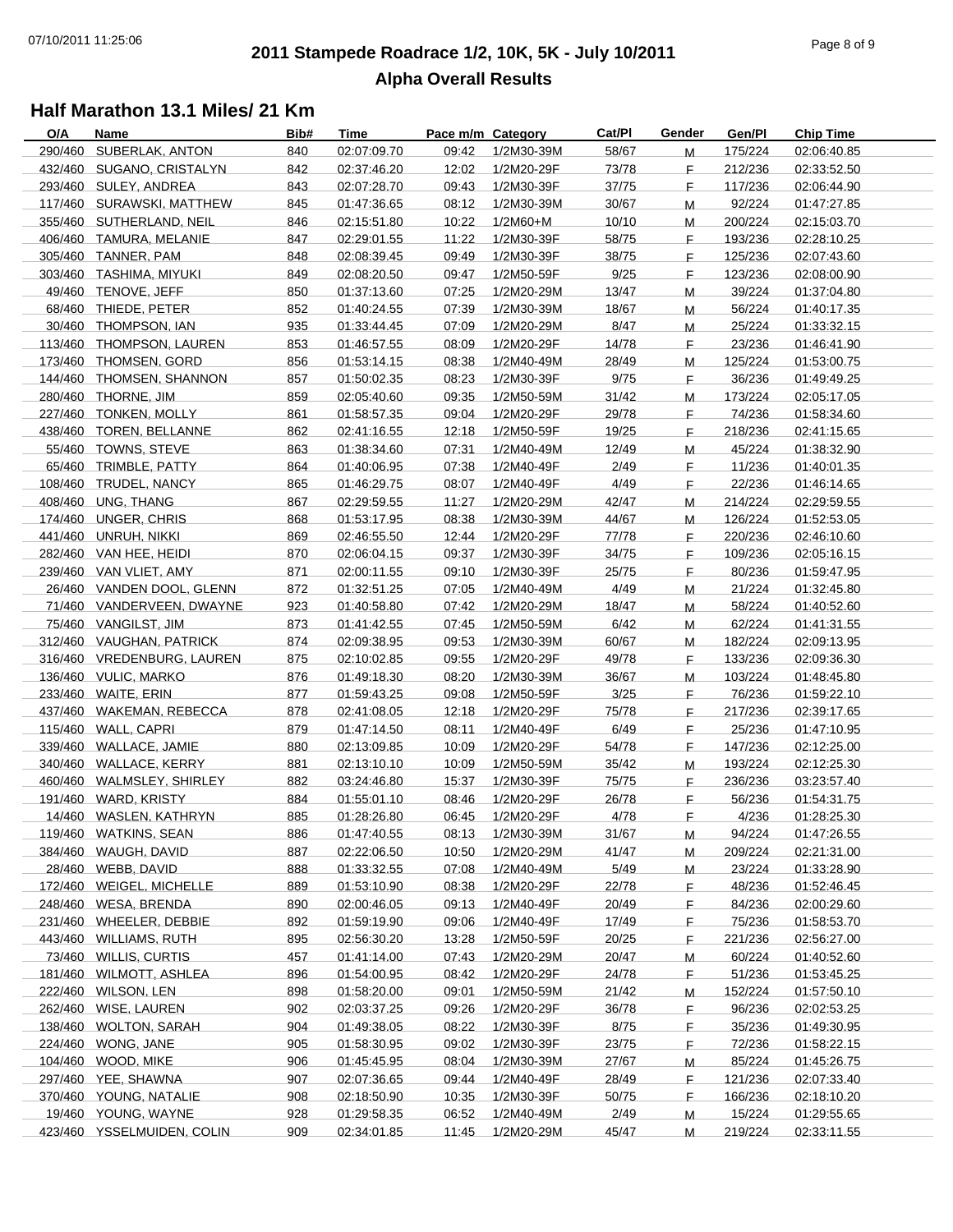# 2011 Stampede Roadrace 1/2, 10K, 5K - July 10/2011

## Alpha Overall Results

### Half Marathon 13.1 Miles/ 21 Km

| O/A | Name | Bib# | Time | Pace m/m | Category | Cat/Pl | Gender | Gen/Pl | Chip Time |
|---|---|---|---|---|---|---|---|---|---|
| 290/460 | SUBERLAK, ANTON | 840 | 02:07:09.70 | 09:42 | 1/2M30-39M | 58/67 | M | 175/224 | 02:06:40.85 |
| 432/460 | SUGANO, CRISTALYN | 842 | 02:37:46.20 | 12:02 | 1/2M20-29F | 73/78 | F | 212/236 | 02:33:52.50 |
| 293/460 | SULEY, ANDREA | 843 | 02:07:28.70 | 09:43 | 1/2M30-39F | 37/75 | F | 117/236 | 02:06:44.90 |
| 117/460 | SURAWSKI, MATTHEW | 845 | 01:47:36.65 | 08:12 | 1/2M30-39M | 30/67 | M | 92/224 | 01:47:27.85 |
| 355/460 | SUTHERLAND, NEIL | 846 | 02:15:51.80 | 10:22 | 1/2M60+M | 10/10 | M | 200/224 | 02:15:03.70 |
| 406/460 | TAMURA, MELANIE | 847 | 02:29:01.55 | 11:22 | 1/2M30-39F | 58/75 | F | 193/236 | 02:28:10.25 |
| 305/460 | TANNER, PAM | 848 | 02:08:39.45 | 09:49 | 1/2M30-39F | 38/75 | F | 125/236 | 02:07:43.60 |
| 303/460 | TASHIMA, MIYUKI | 849 | 02:08:20.50 | 09:47 | 1/2M50-59F | 9/25 | F | 123/236 | 02:08:00.90 |
| 49/460 | TENOVE, JEFF | 850 | 01:37:13.60 | 07:25 | 1/2M20-29M | 13/47 | M | 39/224 | 01:37:04.80 |
| 68/460 | THIEDE, PETER | 852 | 01:40:24.55 | 07:39 | 1/2M30-39M | 18/67 | M | 56/224 | 01:40:17.35 |
| 30/460 | THOMPSON, IAN | 935 | 01:33:44.45 | 07:09 | 1/2M20-29M | 8/47 | M | 25/224 | 01:33:32.15 |
| 113/460 | THOMPSON, LAUREN | 853 | 01:46:57.55 | 08:09 | 1/2M20-29F | 14/78 | F | 23/236 | 01:46:41.90 |
| 173/460 | THOMSEN, GORD | 856 | 01:53:14.15 | 08:38 | 1/2M40-49M | 28/49 | M | 125/224 | 01:53:00.75 |
| 144/460 | THOMSEN, SHANNON | 857 | 01:50:02.35 | 08:23 | 1/2M30-39F | 9/75 | F | 36/236 | 01:49:49.25 |
| 280/460 | THORNE, JIM | 859 | 02:05:40.60 | 09:35 | 1/2M50-59M | 31/42 | M | 173/224 | 02:05:17.05 |
| 227/460 | TONKEN, MOLLY | 861 | 01:58:57.35 | 09:04 | 1/2M20-29F | 29/78 | F | 74/236 | 01:58:34.60 |
| 438/460 | TOREN, BELLANNE | 862 | 02:41:16.55 | 12:18 | 1/2M50-59F | 19/25 | F | 218/236 | 02:41:15.65 |
| 55/460 | TOWNS, STEVE | 863 | 01:38:34.60 | 07:31 | 1/2M40-49M | 12/49 | M | 45/224 | 01:38:32.90 |
| 65/460 | TRIMBLE, PATTY | 864 | 01:40:06.95 | 07:38 | 1/2M40-49F | 2/49 | F | 11/236 | 01:40:01.35 |
| 108/460 | TRUDEL, NANCY | 865 | 01:46:29.75 | 08:07 | 1/2M40-49F | 4/49 | F | 22/236 | 01:46:14.65 |
| 408/460 | UNG, THANG | 867 | 02:29:59.55 | 11:27 | 1/2M20-29M | 42/47 | M | 214/224 | 02:29:59.55 |
| 174/460 | UNGER, CHRIS | 868 | 01:53:17.95 | 08:38 | 1/2M30-39M | 44/67 | M | 126/224 | 01:52:53.05 |
| 441/460 | UNRUH, NIKKI | 869 | 02:46:55.50 | 12:44 | 1/2M20-29F | 77/78 | F | 220/236 | 02:46:10.60 |
| 282/460 | VAN HEE, HEIDI | 870 | 02:06:04.15 | 09:37 | 1/2M30-39F | 34/75 | F | 109/236 | 02:05:16.15 |
| 239/460 | VAN VLIET, AMY | 871 | 02:00:11.55 | 09:10 | 1/2M30-39F | 25/75 | F | 80/236 | 01:59:47.95 |
| 26/460 | VANDEN DOOL, GLENN | 872 | 01:32:51.25 | 07:05 | 1/2M40-49M | 4/49 | M | 21/224 | 01:32:45.80 |
| 71/460 | VANDERVEEN, DWAYNE | 923 | 01:40:58.80 | 07:42 | 1/2M20-29M | 18/47 | M | 58/224 | 01:40:52.60 |
| 75/460 | VANGILST, JIM | 873 | 01:41:42.55 | 07:45 | 1/2M50-59M | 6/42 | M | 62/224 | 01:41:31.55 |
| 312/460 | VAUGHAN, PATRICK | 874 | 02:09:38.95 | 09:53 | 1/2M30-39M | 60/67 | M | 182/224 | 02:09:13.95 |
| 316/460 | VREDENBURG, LAUREN | 875 | 02:10:02.85 | 09:55 | 1/2M20-29F | 49/78 | F | 133/236 | 02:09:36.30 |
| 136/460 | VULIC, MARKO | 876 | 01:49:18.30 | 08:20 | 1/2M30-39M | 36/67 | M | 103/224 | 01:48:45.80 |
| 233/460 | WAITE, ERIN | 877 | 01:59:43.25 | 09:08 | 1/2M50-59F | 3/25 | F | 76/236 | 01:59:22.10 |
| 437/460 | WAKEMAN, REBECCA | 878 | 02:41:08.05 | 12:18 | 1/2M20-29F | 75/78 | F | 217/236 | 02:39:17.65 |
| 115/460 | WALL, CAPRI | 879 | 01:47:14.50 | 08:11 | 1/2M40-49F | 6/49 | F | 25/236 | 01:47:10.95 |
| 339/460 | WALLACE, JAMIE | 880 | 02:13:09.85 | 10:09 | 1/2M20-29F | 54/78 | F | 147/236 | 02:12:25.00 |
| 340/460 | WALLACE, KERRY | 881 | 02:13:10.10 | 10:09 | 1/2M50-59M | 35/42 | M | 193/224 | 02:12:25.30 |
| 460/460 | WALMSLEY, SHIRLEY | 882 | 03:24:46.80 | 15:37 | 1/2M30-39F | 75/75 | F | 236/236 | 03:23:57.40 |
| 191/460 | WARD, KRISTY | 884 | 01:55:01.10 | 08:46 | 1/2M20-29F | 26/78 | F | 56/236 | 01:54:31.75 |
| 14/460 | WASLEN, KATHRYN | 885 | 01:28:26.80 | 06:45 | 1/2M20-29F | 4/78 | F | 4/236 | 01:28:25.30 |
| 119/460 | WATKINS, SEAN | 886 | 01:47:40.55 | 08:13 | 1/2M30-39M | 31/67 | M | 94/224 | 01:47:26.55 |
| 384/460 | WAUGH, DAVID | 887 | 02:22:06.50 | 10:50 | 1/2M20-29M | 41/47 | M | 209/224 | 02:21:31.00 |
| 28/460 | WEBB, DAVID | 888 | 01:33:32.55 | 07:08 | 1/2M40-49M | 5/49 | M | 23/224 | 01:33:28.90 |
| 172/460 | WEIGEL, MICHELLE | 889 | 01:53:10.90 | 08:38 | 1/2M20-29F | 22/78 | F | 48/236 | 01:52:46.45 |
| 248/460 | WESA, BRENDA | 890 | 02:00:46.05 | 09:13 | 1/2M40-49F | 20/49 | F | 84/236 | 02:00:29.60 |
| 231/460 | WHEELER, DEBBIE | 892 | 01:59:19.90 | 09:06 | 1/2M40-49F | 17/49 | F | 75/236 | 01:58:53.70 |
| 443/460 | WILLIAMS, RUTH | 895 | 02:56:30.20 | 13:28 | 1/2M50-59F | 20/25 | F | 221/236 | 02:56:27.00 |
| 73/460 | WILLIS, CURTIS | 457 | 01:41:14.00 | 07:43 | 1/2M20-29M | 20/47 | M | 60/224 | 01:40:52.60 |
| 181/460 | WILMOTT, ASHLEA | 896 | 01:54:00.95 | 08:42 | 1/2M20-29F | 24/78 | F | 51/236 | 01:53:45.25 |
| 222/460 | WILSON, LEN | 898 | 01:58:20.00 | 09:01 | 1/2M50-59M | 21/42 | M | 152/224 | 01:57:50.10 |
| 262/460 | WISE, LAUREN | 902 | 02:03:37.25 | 09:26 | 1/2M20-29F | 36/78 | F | 96/236 | 02:02:53.25 |
| 138/460 | WOLTON, SARAH | 904 | 01:49:38.05 | 08:22 | 1/2M30-39F | 8/75 | F | 35/236 | 01:49:30.95 |
| 224/460 | WONG, JANE | 905 | 01:58:30.95 | 09:02 | 1/2M30-39F | 23/75 | F | 72/236 | 01:58:22.15 |
| 104/460 | WOOD, MIKE | 906 | 01:45:45.95 | 08:04 | 1/2M30-39M | 27/67 | M | 85/224 | 01:45:26.75 |
| 297/460 | YEE, SHAWNA | 907 | 02:07:36.65 | 09:44 | 1/2M40-49F | 28/49 | F | 121/236 | 02:07:33.40 |
| 370/460 | YOUNG, NATALIE | 908 | 02:18:50.90 | 10:35 | 1/2M30-39F | 50/75 | F | 166/236 | 02:18:10.20 |
| 19/460 | YOUNG, WAYNE | 928 | 01:29:58.35 | 06:52 | 1/2M40-49M | 2/49 | M | 15/224 | 01:29:55.65 |
| 423/460 | YSSELMUIDEN, COLIN | 909 | 02:34:01.85 | 11:45 | 1/2M20-29M | 45/47 | M | 219/224 | 02:33:11.55 |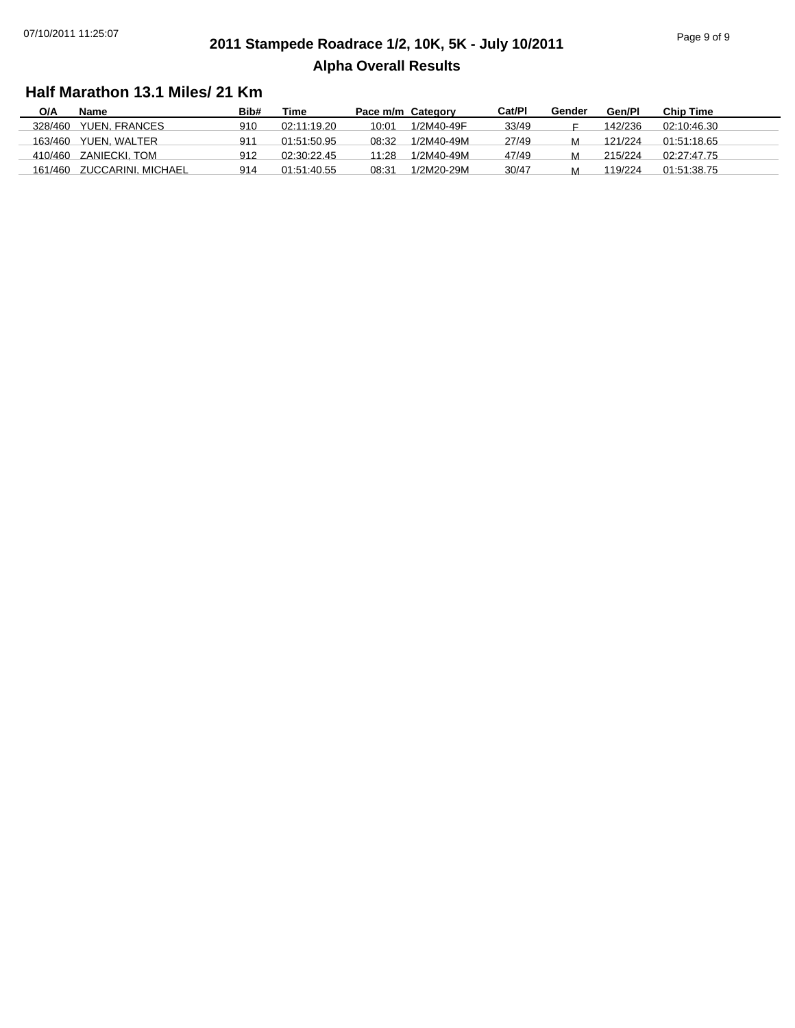# 2011 Stampede Roadrace 1/2, 10K, 5K - July 10/2011

## Alpha Overall Results

### Half Marathon 13.1 Miles/ 21 Km

| O/A | Name | Bib# | Time | Pace m/m | Category | Cat/Pl | Gender | Gen/Pl | Chip Time |
|---|---|---|---|---|---|---|---|---|---|
| 328/460 | YUEN, FRANCES | 910 | 02:11:19.20 | 10:01 | 1/2M40-49F | 33/49 | F | 142/236 | 02:10:46.30 |
| 163/460 | YUEN, WALTER | 911 | 01:51:50.95 | 08:32 | 1/2M40-49M | 27/49 | M | 121/224 | 01:51:18.65 |
| 410/460 | ZANIECKI, TOM | 912 | 02:30:22.45 | 11:28 | 1/2M40-49M | 47/49 | M | 215/224 | 02:27:47.75 |
| 161/460 | ZUCCARINI, MICHAEL | 914 | 01:51:40.55 | 08:31 | 1/2M20-29M | 30/47 | M | 119/224 | 01:51:38.75 |